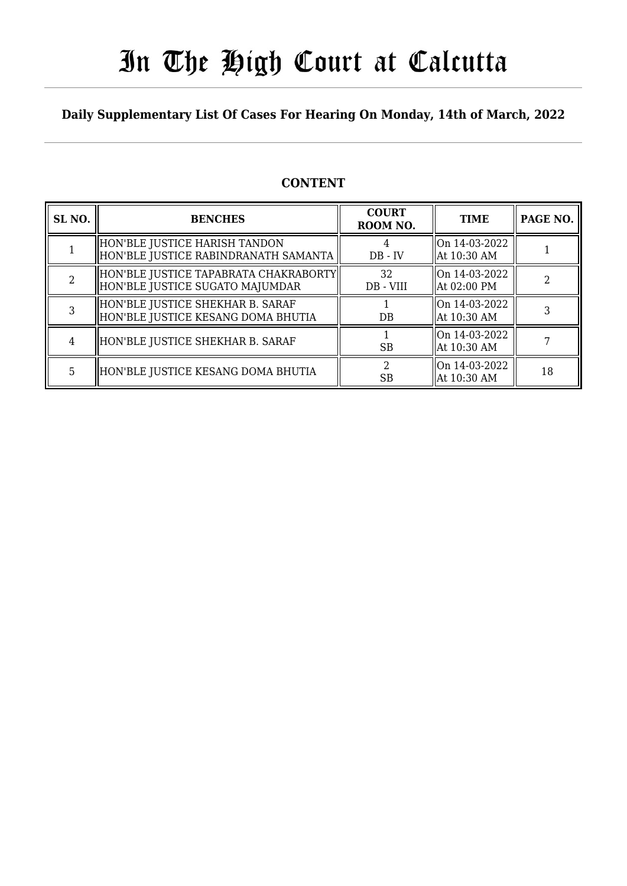# In The High Court at Calcutta

**Daily Supplementary List Of Cases For Hearing On Monday, 14th of March, 2022**

## CONTENT

| SL NO. | BENCHES | COURT ROOM NO. | TIME | PAGE NO. |
|---|---|---|---|---|
| 1 | HON'BLE JUSTICE HARISH TANDON<br>HON'BLE JUSTICE RABINDRANATH SAMANTA | 4<br>DB - IV | On 14-03-2022<br>At 10:30 AM | 1 |
| 2 | HON'BLE JUSTICE TAPABRATA CHAKRABORTY<br>HON'BLE JUSTICE SUGATO MAJUMDAR | 32<br>DB - VIII | On 14-03-2022<br>At 02:00 PM | 2 |
| 3 | HON'BLE JUSTICE SHEKHAR B. SARAF<br>HON'BLE JUSTICE KESANG DOMA BHUTIA | 1<br>DB | On 14-03-2022<br>At 10:30 AM | 3 |
| 4 | HON'BLE JUSTICE SHEKHAR B. SARAF | 1<br>SB | On 14-03-2022<br>At 10:30 AM | 7 |
| 5 | HON'BLE JUSTICE KESANG DOMA BHUTIA | 2<br>SB | On 14-03-2022<br>At 10:30 AM | 18 |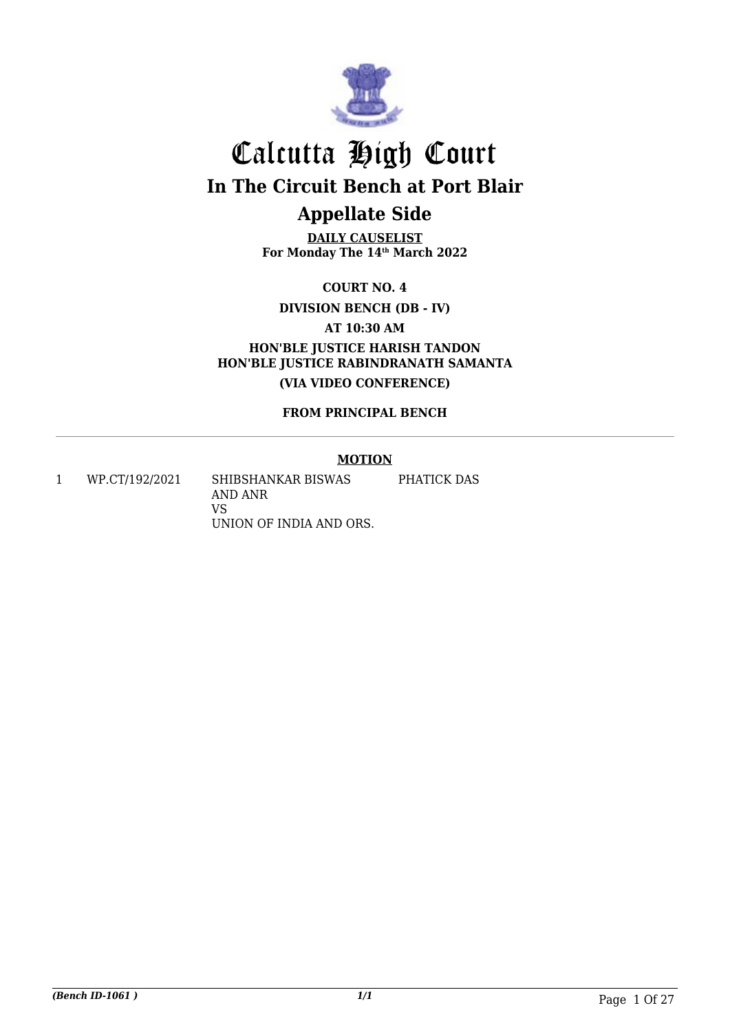# Calcutta High Court

## In The Circuit Bench at Port Blair

## Appellate Side

**DAILY CAUSELIST**
**For Monday The 14th March 2022**

**COURT NO. 4**

**DIVISION BENCH (DB - IV)**

**AT 10:30 AM**

**HON'BLE JUSTICE HARISH TANDON**
**HON'BLE JUSTICE RABINDRANATH SAMANTA**

**(VIA VIDEO CONFERENCE)**

**FROM PRINCIPAL BENCH**

---

**MOTION**

| | | | |
|---|---|---|---|
| 1 | WP.CT/192/2021 | SHIBSHANKAR BISWAS AND ANR VS UNION OF INDIA AND ORS. | PHATICK DAS |

*(Bench ID-1061 )* *1/1*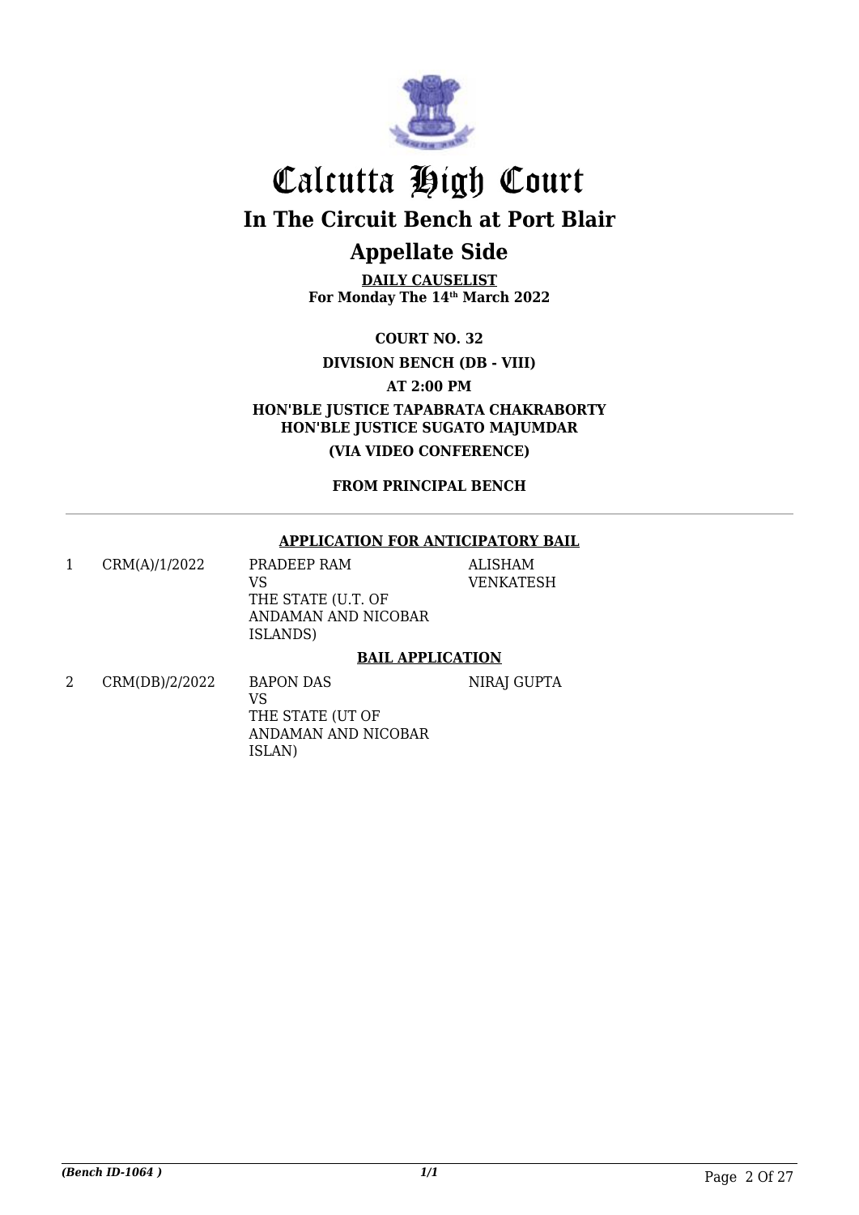# Calcutta High Court

## In The Circuit Bench at Port Blair

## Appellate Side

**DAILY CAUSELIST**
**For Monday The 14th March 2022**

**COURT NO. 32**

**DIVISION BENCH (DB - VIII)**

**AT 2:00 PM**

**HON'BLE JUSTICE TAPABRATA CHAKRABORTY**
**HON'BLE JUSTICE SUGATO MAJUMDAR**

**(VIA VIDEO CONFERENCE)**

**FROM PRINCIPAL BENCH**

---

**APPLICATION FOR ANTICIPATORY BAIL**

| | | | |
|---|---|---|---|
| 1 | CRM(A)/1/2022 | PRADEEP RAM<br>VS<br>THE STATE (U.T. OF ANDAMAN AND NICOBAR ISLANDS) | ALISHAM VENKATESH |

**BAIL APPLICATION**

| | | | |
|---|---|---|---|
| 2 | CRM(DB)/2/2022 | BAPON DAS<br>VS<br>THE STATE (UT OF ANDAMAN AND NICOBAR ISLAN) | NIRAJ GUPTA |

*(Bench ID-1064 )* 1/1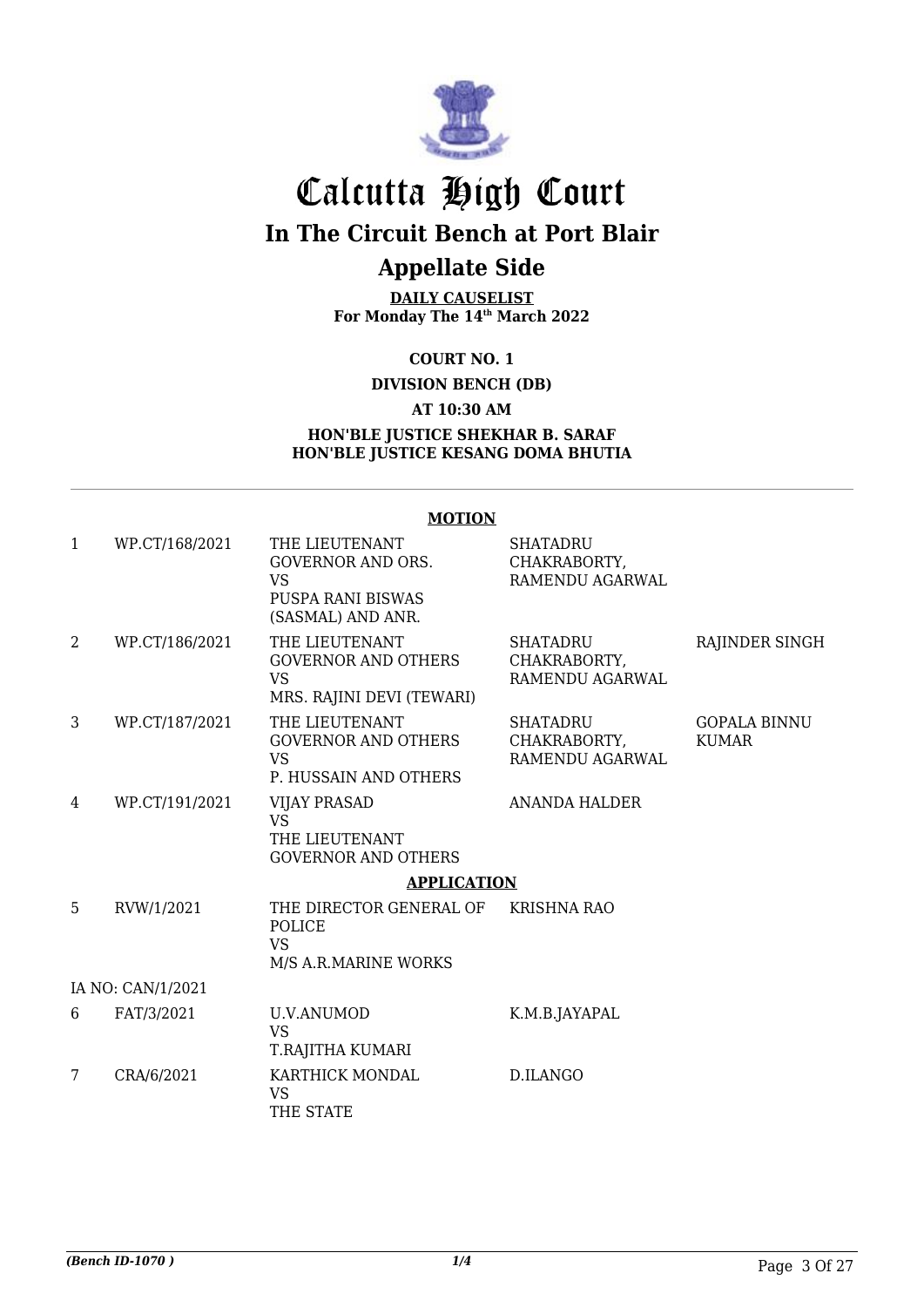# Calcutta High Court

## In The Circuit Bench at Port Blair

## Appellate Side

**DAILY CAUSELIST**
**For Monday The 14th March 2022**

**COURT NO. 1**

**DIVISION BENCH (DB)**

**AT 10:30 AM**

**HON'BLE JUSTICE SHEKHAR B. SARAF**
**HON'BLE JUSTICE KESANG DOMA BHUTIA**

**MOTION**

| | | | | |
|---|---|---|---|---|
| 1 | WP.CT/168/2021 | THE LIEUTENANT GOVERNOR AND ORS. VS PUSPA RANI BISWAS (SASMAL) AND ANR. | SHATADRU CHAKRABORTY, RAMENDU AGARWAL | |
| 2 | WP.CT/186/2021 | THE LIEUTENANT GOVERNOR AND OTHERS VS MRS. RAJINI DEVI (TEWARI) | SHATADRU CHAKRABORTY, RAMENDU AGARWAL | RAJINDER SINGH |
| 3 | WP.CT/187/2021 | THE LIEUTENANT GOVERNOR AND OTHERS VS P. HUSSAIN AND OTHERS | SHATADRU CHAKRABORTY, RAMENDU AGARWAL | GOPALA BINNU KUMAR |
| 4 | WP.CT/191/2021 | VIJAY PRASAD VS THE LIEUTENANT GOVERNOR AND OTHERS | ANANDA HALDER | |

**APPLICATION**

| | | | | |
|---|---|---|---|---|
| 5 | RVW/1/2021 | THE DIRECTOR GENERAL OF POLICE VS M/S A.R.MARINE WORKS | KRISHNA RAO | |
| | IA NO: CAN/1/2021 | | | |
| 6 | FAT/3/2021 | U.V.ANUMOD VS T.RAJITHA KUMARI | K.M.B.JAYAPAL | |
| 7 | CRA/6/2021 | KARTHICK MONDAL VS THE STATE | D.ILANGO | |

*(Bench ID-1070 )* 1/4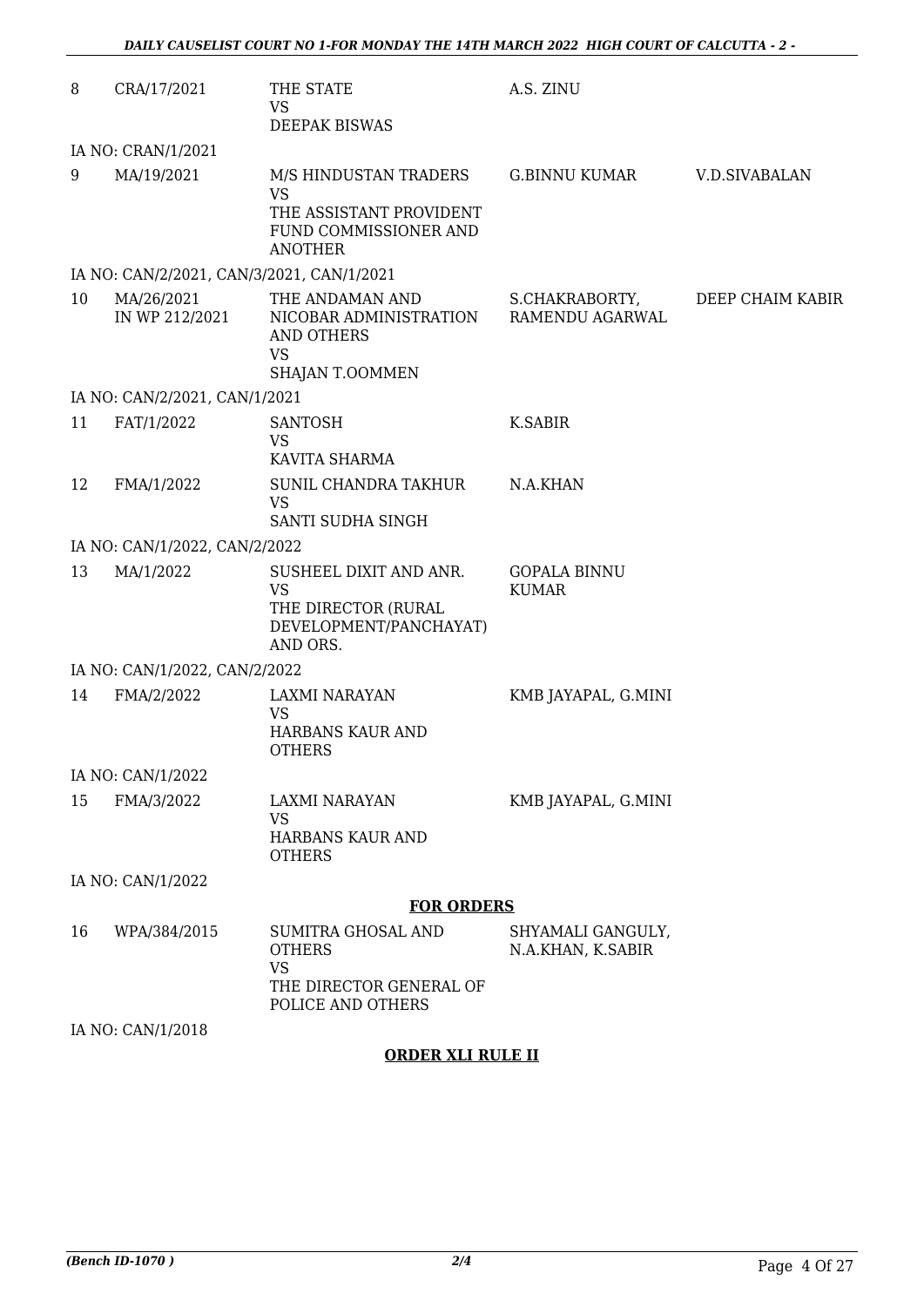| | | | | |
|---|---|---|---|---|
| 8 | CRA/17/2021 | THE STATE<br>VS<br>DEEPAK BISWAS | A.S. ZINU | |
| IA NO: CRAN/1/2021 | | | | |
| 9 | MA/19/2021 | M/S HINDUSTAN TRADERS<br>VS<br>THE ASSISTANT PROVIDENT FUND COMMISSIONER AND ANOTHER | G.BINNU KUMAR | V.D.SIVABALAN |
| IA NO: CAN/2/2021, CAN/3/2021, CAN/1/2021 | | | | |
| 10 | MA/26/2021<br>IN WP 212/2021 | THE ANDAMAN AND NICOBAR ADMINISTRATION AND OTHERS<br>VS<br>SHAJAN T.OOMMEN | S.CHAKRABORTY, RAMENDU AGARWAL | DEEP CHAIM KABIR |
| IA NO: CAN/2/2021, CAN/1/2021 | | | | |
| 11 | FAT/1/2022 | SANTOSH<br>VS<br>KAVITA SHARMA | K.SABIR | |
| 12 | FMA/1/2022 | SUNIL CHANDRA TAKHUR<br>VS<br>SANTI SUDHA SINGH | N.A.KHAN | |
| IA NO: CAN/1/2022, CAN/2/2022 | | | | |
| 13 | MA/1/2022 | SUSHEEL DIXIT AND ANR.<br>VS<br>THE DIRECTOR (RURAL DEVELOPMENT/PANCHAYAT) AND ORS. | GOPALA BINNU KUMAR | |
| IA NO: CAN/1/2022, CAN/2/2022 | | | | |
| 14 | FMA/2/2022 | LAXMI NARAYAN<br>VS<br>HARBANS KAUR AND OTHERS | KMB JAYAPAL, G.MINI | |
| IA NO: CAN/1/2022 | | | | |
| 15 | FMA/3/2022 | LAXMI NARAYAN<br>VS<br>HARBANS KAUR AND OTHERS | KMB JAYAPAL, G.MINI | |
| IA NO: CAN/1/2022 | | | | |

**FOR ORDERS**

| | | | | |
|---|---|---|---|---|
| 16 | WPA/384/2015 | SUMITRA GHOSAL AND OTHERS<br>VS<br>THE DIRECTOR GENERAL OF POLICE AND OTHERS | SHYAMALI GANGULY, N.A.KHAN, K.SABIR | |
| IA NO: CAN/1/2018 | | | | |

**ORDER XLI RULE II**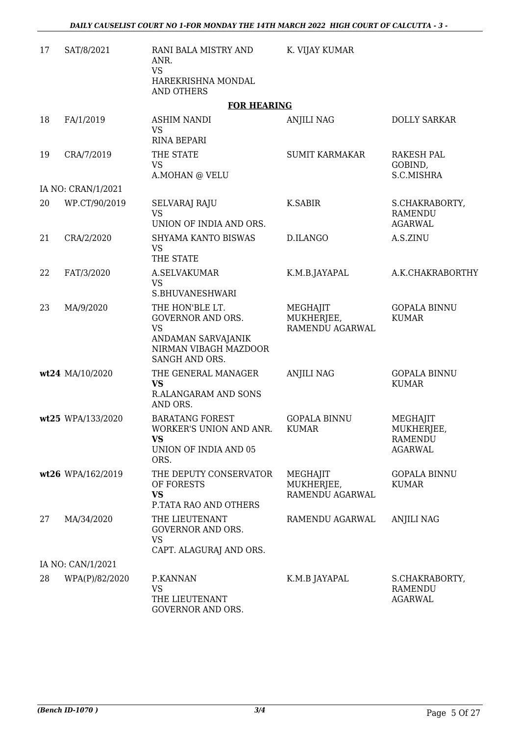| | | | | |
|---|---|---|---|---|
| 17 | SAT/8/2021 | RANI BALA MISTRY AND ANR.<br>VS<br>HAREKRISHNA MONDAL AND OTHERS | K. VIJAY KUMAR | |

**FOR HEARING**

| | | | | |
|---|---|---|---|---|
| 18 | FA/1/2019 | ASHIM NANDI<br>VS<br>RINA BEPARI | ANJILI NAG | DOLLY SARKAR |
| 19 | CRA/7/2019 | THE STATE<br>VS<br>A.MOHAN @ VELU | SUMIT KARMAKAR | RAKESH PAL GOBIND, S.C.MISHRA |
| | IA NO: CRAN/1/2021 | | | |
| 20 | WP.CT/90/2019 | SELVARAJ RAJU<br>VS<br>UNION OF INDIA AND ORS. | K.SABIR | S.CHAKRABORTY, RAMENDU AGARWAL |
| 21 | CRA/2/2020 | SHYAMA KANTO BISWAS<br>VS<br>THE STATE | D.ILANGO | A.S.ZINU |
| 22 | FAT/3/2020 | A.SELVAKUMAR<br>VS<br>S.BHUVANESHWARI | K.M.B.JAYAPAL | A.K.CHAKRABORTHY |
| 23 | MA/9/2020 | THE HON'BLE LT. GOVERNOR AND ORS.<br>VS<br>ANDAMAN SARVAJANIK NIRMAN VIBAGH MAZDOOR SANGH AND ORS. | MEGHAJIT MUKHERJEE, RAMENDU AGARWAL | GOPALA BINNU KUMAR |
| **wt24** | MA/10/2020 | THE GENERAL MANAGER<br>**VS**<br>R.ALANGARAM AND SONS AND ORS. | ANJILI NAG | GOPALA BINNU KUMAR |
| **wt25** | WPA/133/2020 | BARATANG FOREST WORKER'S UNION AND ANR.<br>**VS**<br>UNION OF INDIA AND 05 ORS. | GOPALA BINNU KUMAR | MEGHAJIT MUKHERJEE, RAMENDU AGARWAL |
| **wt26** | WPA/162/2019 | THE DEPUTY CONSERVATOR OF FORESTS<br>**VS**<br>P.TATA RAO AND OTHERS | MEGHAJIT MUKHERJEE, RAMENDU AGARWAL | GOPALA BINNU KUMAR |
| 27 | MA/34/2020 | THE LIEUTENANT GOVERNOR AND ORS.<br>VS<br>CAPT. ALAGURAJ AND ORS. | RAMENDU AGARWAL | ANJILI NAG |
| | IA NO: CAN/1/2021 | | | |
| 28 | WPA(P)/82/2020 | P.KANNAN<br>VS<br>THE LIEUTENANT GOVERNOR AND ORS. | K.M.B JAYAPAL | S.CHAKRABORTY, RAMENDU AGARWAL |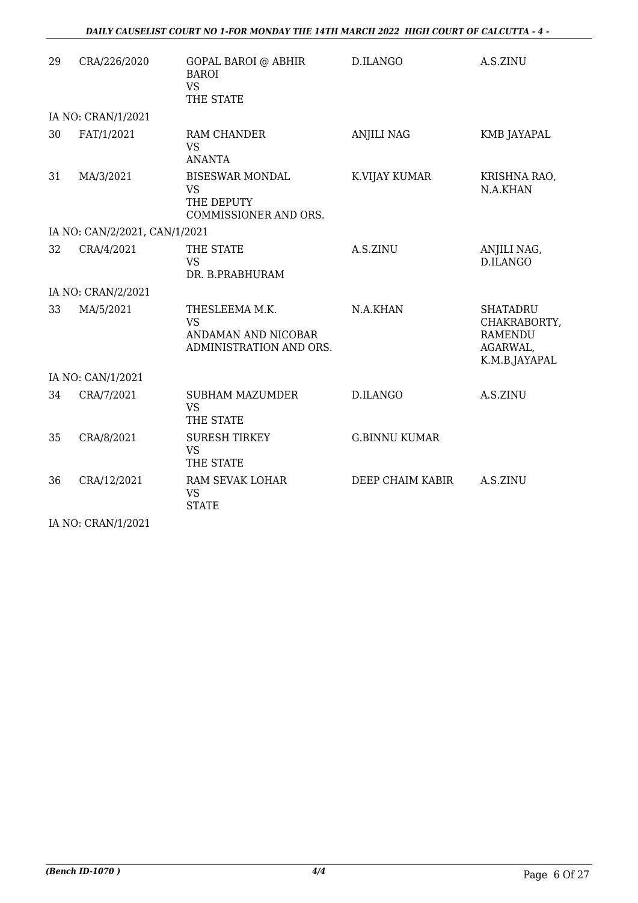| 29 | CRA/226/2020 | GOPAL BAROI @ ABHIR BAROI<br>VS<br>THE STATE | D.ILANGO | A.S.ZINU |
|---|---|---|---|---|
| IA NO: CRAN/1/2021 | | | | |
| 30 | FAT/1/2021 | RAM CHANDER<br>VS<br>ANANTA | ANJILI NAG | KMB JAYAPAL |
| 31 | MA/3/2021 | BISESWAR MONDAL<br>VS<br>THE DEPUTY COMMISSIONER AND ORS. | K.VIJAY KUMAR | KRISHNA RAO, N.A.KHAN |
| IA NO: CAN/2/2021, CAN/1/2021 | | | | |
| 32 | CRA/4/2021 | THE STATE<br>VS<br>DR. B.PRABHURAM | A.S.ZINU | ANJILI NAG, D.ILANGO |
| IA NO: CRAN/2/2021 | | | | |
| 33 | MA/5/2021 | THESLEEMA M.K.<br>VS<br>ANDAMAN AND NICOBAR ADMINISTRATION AND ORS. | N.A.KHAN | SHATADRU CHAKRABORTY, RAMENDU AGARWAL, K.M.B.JAYAPAL |
| IA NO: CAN/1/2021 | | | | |
| 34 | CRA/7/2021 | SUBHAM MAZUMDER<br>VS<br>THE STATE | D.ILANGO | A.S.ZINU |
| 35 | CRA/8/2021 | SURESH TIRKEY<br>VS<br>THE STATE | G.BINNU KUMAR | |
| 36 | CRA/12/2021 | RAM SEVAK LOHAR<br>VS<br>STATE | DEEP CHAIM KABIR | A.S.ZINU |
| IA NO: CRAN/1/2021 | | | | |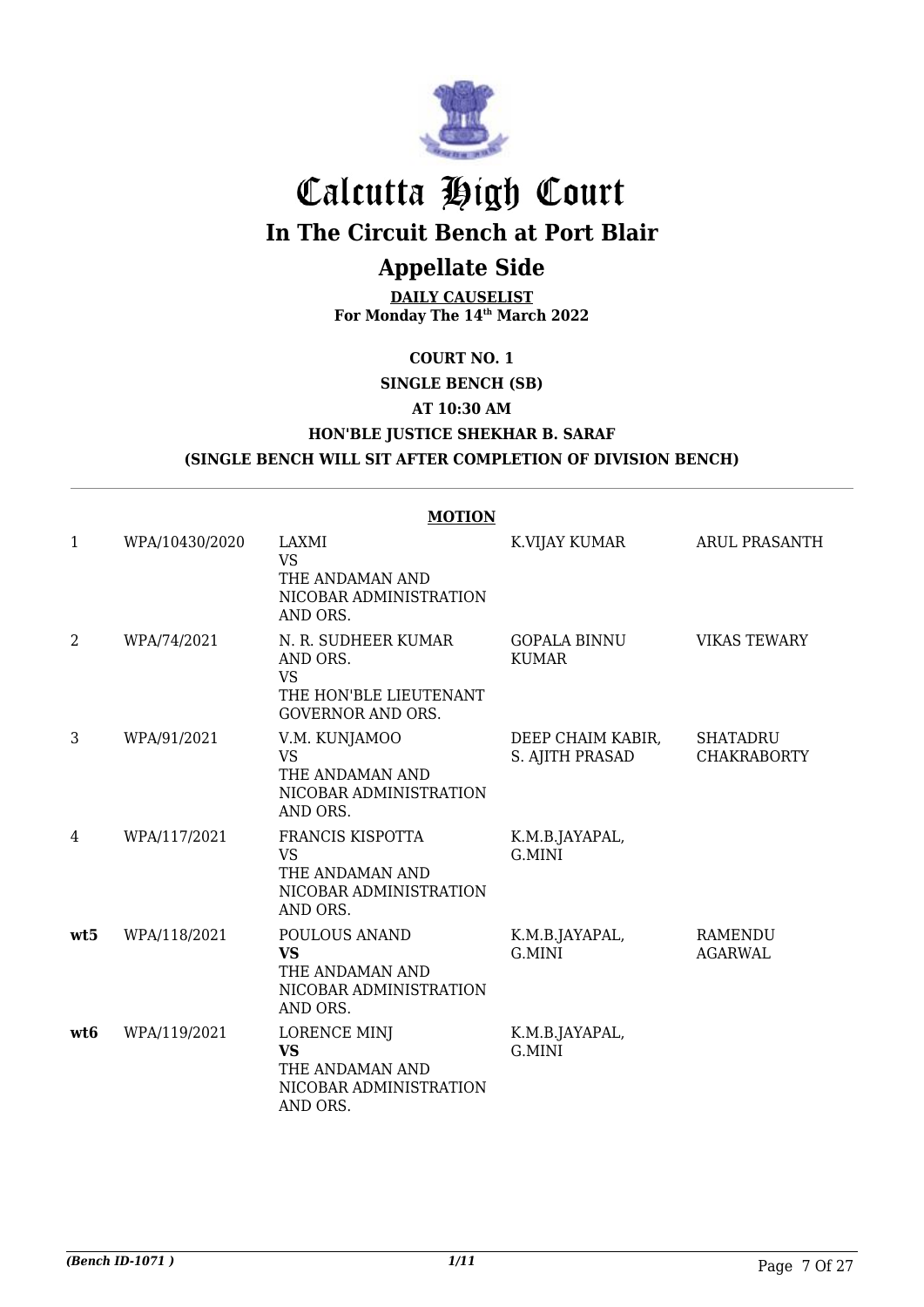# Calcutta High Court

## In The Circuit Bench at Port Blair

## Appellate Side

**DAILY CAUSELIST**
**For Monday The 14th March 2022**

**COURT NO. 1**

**SINGLE BENCH (SB)**

**AT 10:30 AM**

**HON'BLE JUSTICE SHEKHAR B. SARAF**

**(SINGLE BENCH WILL SIT AFTER COMPLETION OF DIVISION BENCH)**

**MOTION**

| | | | | |
|---|---|---|---|---|
| 1 | WPA/10430/2020 | LAXMI<br>VS<br>THE ANDAMAN AND NICOBAR ADMINISTRATION AND ORS. | K.VIJAY KUMAR | ARUL PRASANTH |
| 2 | WPA/74/2021 | N. R. SUDHEER KUMAR AND ORS.<br>VS<br>THE HON'BLE LIEUTENANT GOVERNOR AND ORS. | GOPALA BINNU KUMAR | VIKAS TEWARY |
| 3 | WPA/91/2021 | V.M. KUNJAMOO<br>VS<br>THE ANDAMAN AND NICOBAR ADMINISTRATION AND ORS. | DEEP CHAIM KABIR, S. AJITH PRASAD | SHATADRU CHAKRABORTY |
| 4 | WPA/117/2021 | FRANCIS KISPOTTA<br>VS<br>THE ANDAMAN AND NICOBAR ADMINISTRATION AND ORS. | K.M.B.JAYAPAL, G.MINI | |
| **wt5** | WPA/118/2021 | POULOUS ANAND<br>**VS**<br>THE ANDAMAN AND NICOBAR ADMINISTRATION AND ORS. | K.M.B.JAYAPAL, G.MINI | RAMENDU AGARWAL |
| **wt6** | WPA/119/2021 | LORENCE MINJ<br>**VS**<br>THE ANDAMAN AND NICOBAR ADMINISTRATION AND ORS. | K.M.B.JAYAPAL, G.MINI | |

*(Bench ID-1071 )* 1/11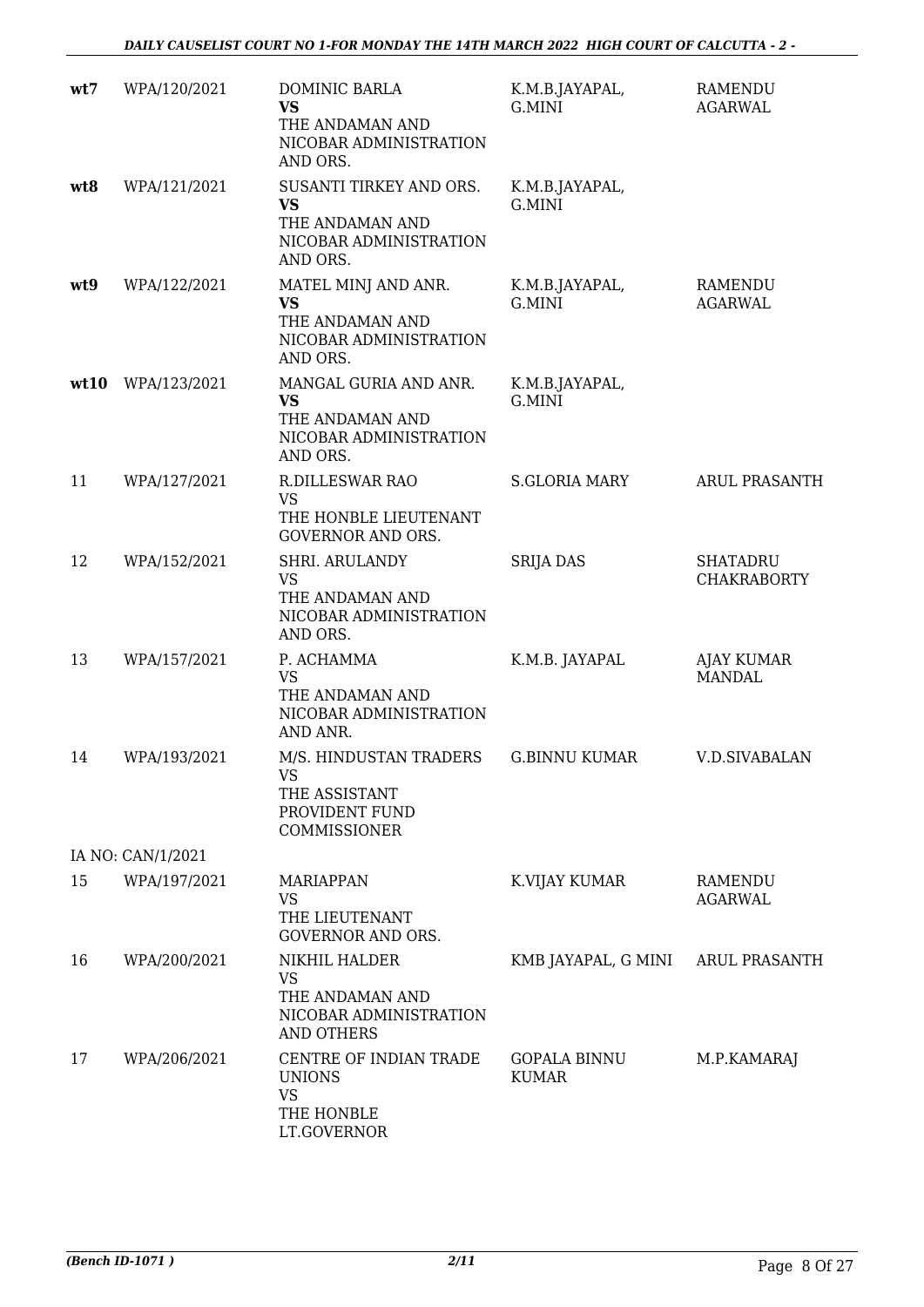| | | | | |
|---|---|---|---|---|
| **wt7** | WPA/120/2021 | DOMINIC BARLA<br>**VS**<br>THE ANDAMAN AND NICOBAR ADMINISTRATION AND ORS. | K.M.B.JAYAPAL, G.MINI | RAMENDU AGARWAL |
| **wt8** | WPA/121/2021 | SUSANTI TIRKEY AND ORS.<br>**VS**<br>THE ANDAMAN AND NICOBAR ADMINISTRATION AND ORS. | K.M.B.JAYAPAL, G.MINI | |
| **wt9** | WPA/122/2021 | MATEL MINJ AND ANR.<br>**VS**<br>THE ANDAMAN AND NICOBAR ADMINISTRATION AND ORS. | K.M.B.JAYAPAL, G.MINI | RAMENDU AGARWAL |
| **wt10** | WPA/123/2021 | MANGAL GURIA AND ANR.<br>**VS**<br>THE ANDAMAN AND NICOBAR ADMINISTRATION AND ORS. | K.M.B.JAYAPAL, G.MINI | |
| 11 | WPA/127/2021 | R.DILLESWAR RAO<br>VS<br>THE HONBLE LIEUTENANT GOVERNOR AND ORS. | S.GLORIA MARY | ARUL PRASANTH |
| 12 | WPA/152/2021 | SHRI. ARULANDY<br>VS<br>THE ANDAMAN AND NICOBAR ADMINISTRATION AND ORS. | SRIJA DAS | SHATADRU CHAKRABORTY |
| 13 | WPA/157/2021 | P. ACHAMMA<br>VS<br>THE ANDAMAN AND NICOBAR ADMINISTRATION AND ANR. | K.M.B. JAYAPAL | AJAY KUMAR MANDAL |
| 14 | WPA/193/2021 | M/S. HINDUSTAN TRADERS<br>VS<br>THE ASSISTANT PROVIDENT FUND COMMISSIONER | G.BINNU KUMAR | V.D.SIVABALAN |
| | IA NO: CAN/1/2021 | | | |
| 15 | WPA/197/2021 | MARIAPPAN<br>VS<br>THE LIEUTENANT GOVERNOR AND ORS. | K.VIJAY KUMAR | RAMENDU AGARWAL |
| 16 | WPA/200/2021 | NIKHIL HALDER<br>VS<br>THE ANDAMAN AND NICOBAR ADMINISTRATION AND OTHERS | KMB JAYAPAL, G MINI | ARUL PRASANTH |
| 17 | WPA/206/2021 | CENTRE OF INDIAN TRADE UNIONS<br>VS<br>THE HONBLE LT.GOVERNOR | GOPALA BINNU KUMAR | M.P.KAMARAJ |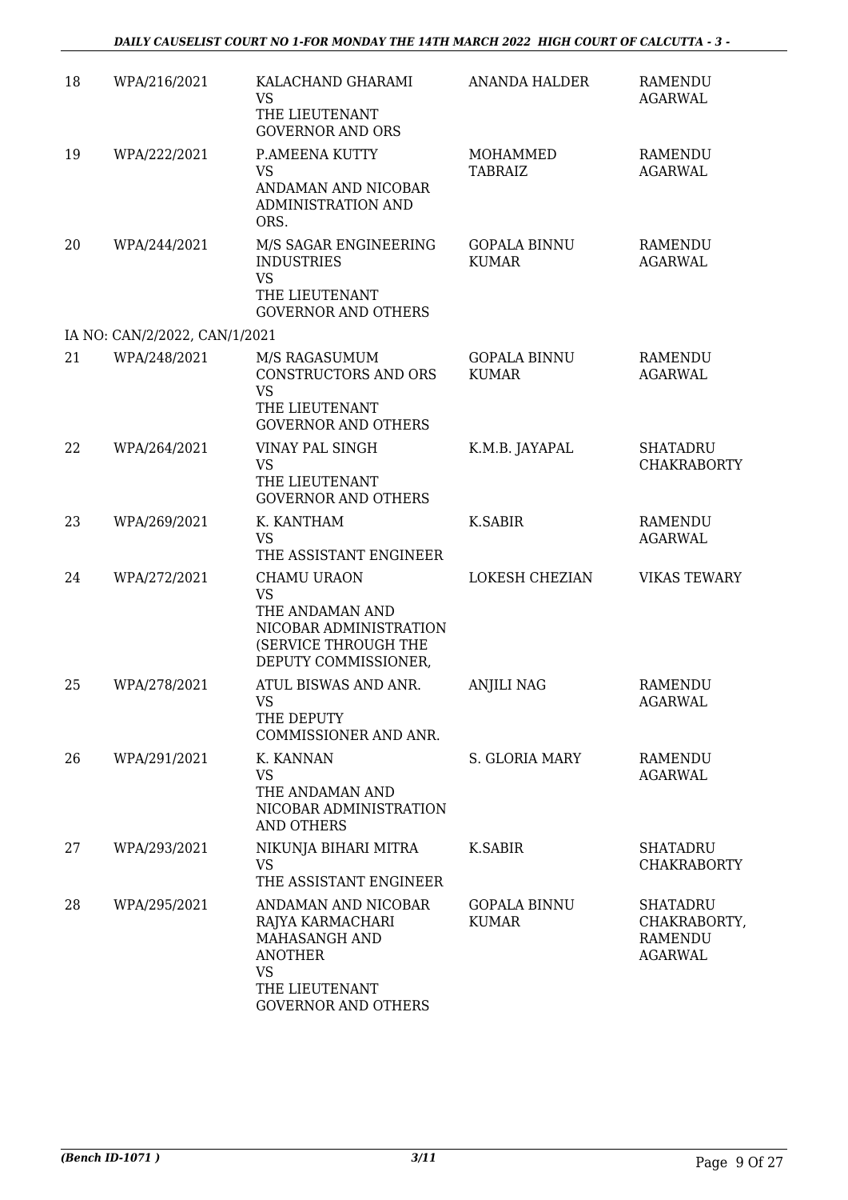| 18 | WPA/216/2021 | KALACHAND GHARAMI<br>VS<br>THE LIEUTENANT GOVERNOR AND ORS | ANANDA HALDER | RAMENDU AGARWAL |
|---|---|---|---|---|
| 19 | WPA/222/2021 | P.AMEENA KUTTY<br>VS<br>ANDAMAN AND NICOBAR ADMINISTRATION AND ORS. | MOHAMMED TABRAIZ | RAMENDU AGARWAL |
| 20 | WPA/244/2021 | M/S SAGAR ENGINEERING INDUSTRIES<br>VS<br>THE LIEUTENANT GOVERNOR AND OTHERS | GOPALA BINNU KUMAR | RAMENDU AGARWAL |
| | IA NO: CAN/2/2022, CAN/1/2021 | | | |
| 21 | WPA/248/2021 | M/S RAGASUMUM CONSTRUCTORS AND ORS<br>VS<br>THE LIEUTENANT GOVERNOR AND OTHERS | GOPALA BINNU KUMAR | RAMENDU AGARWAL |
| 22 | WPA/264/2021 | VINAY PAL SINGH<br>VS<br>THE LIEUTENANT GOVERNOR AND OTHERS | K.M.B. JAYAPAL | SHATADRU CHAKRABORTY |
| 23 | WPA/269/2021 | K. KANTHAM<br>VS<br>THE ASSISTANT ENGINEER | K.SABIR | RAMENDU AGARWAL |
| 24 | WPA/272/2021 | CHAMU URAON<br>VS<br>THE ANDAMAN AND NICOBAR ADMINISTRATION (SERVICE THROUGH THE DEPUTY COMMISSIONER, | LOKESH CHEZIAN | VIKAS TEWARY |
| 25 | WPA/278/2021 | ATUL BISWAS AND ANR.<br>VS<br>THE DEPUTY COMMISSIONER AND ANR. | ANJILI NAG | RAMENDU AGARWAL |
| 26 | WPA/291/2021 | K. KANNAN<br>VS<br>THE ANDAMAN AND NICOBAR ADMINISTRATION AND OTHERS | S. GLORIA MARY | RAMENDU AGARWAL |
| 27 | WPA/293/2021 | NIKUNJA BIHARI MITRA<br>VS<br>THE ASSISTANT ENGINEER | K.SABIR | SHATADRU CHAKRABORTY |
| 28 | WPA/295/2021 | ANDAMAN AND NICOBAR RAJYA KARMACHARI MAHASANGH AND ANOTHER<br>VS<br>THE LIEUTENANT GOVERNOR AND OTHERS | GOPALA BINNU KUMAR | SHATADRU CHAKRABORTY, RAMENDU AGARWAL |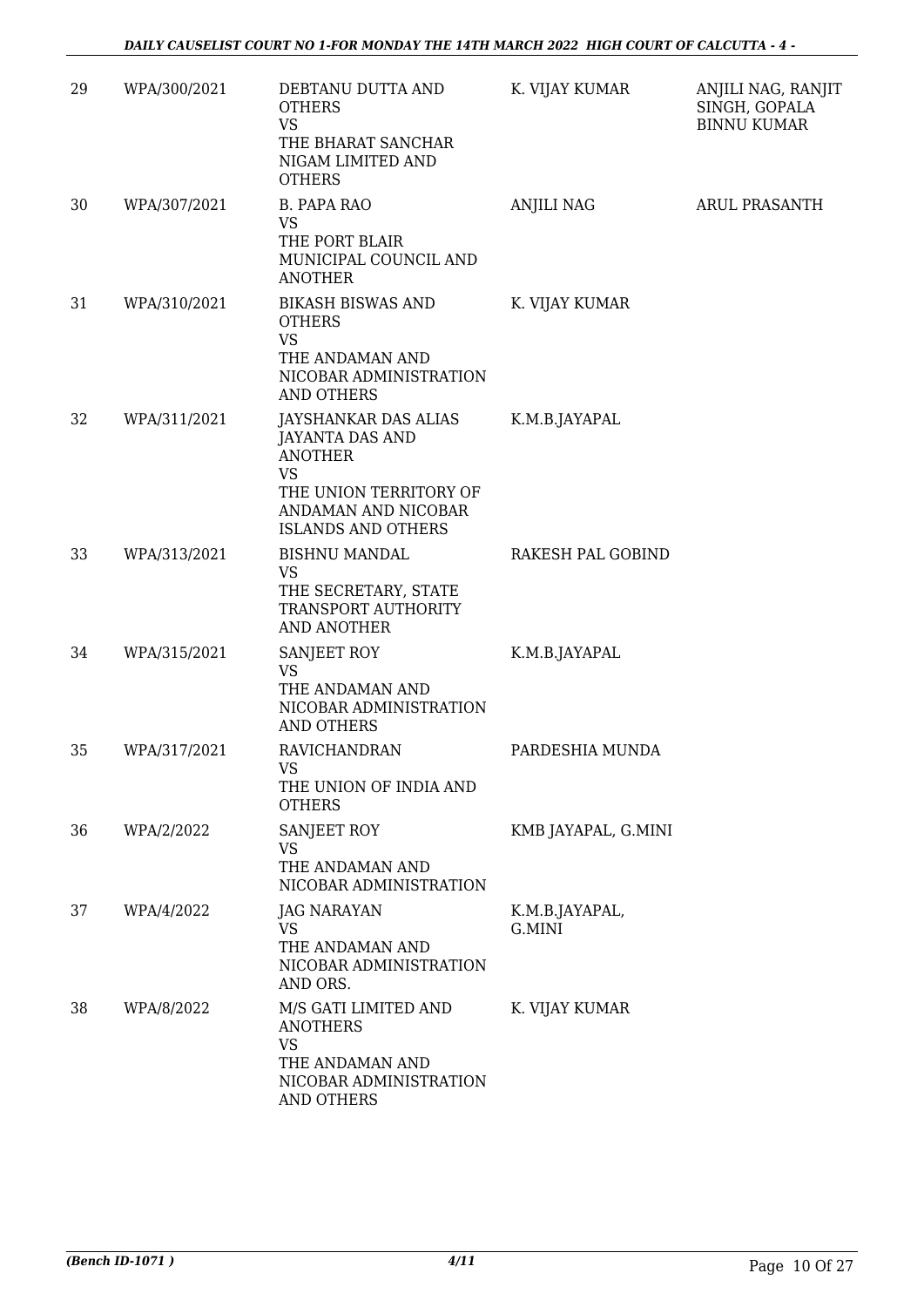| 29 | WPA/300/2021 | DEBTANU DUTTA AND OTHERS<br>VS<br>THE BHARAT SANCHAR NIGAM LIMITED AND OTHERS | K. VIJAY KUMAR | ANJILI NAG, RANJIT SINGH, GOPALA BINNU KUMAR |
|---|---|---|---|---|
| 30 | WPA/307/2021 | B. PAPA RAO<br>VS<br>THE PORT BLAIR MUNICIPAL COUNCIL AND ANOTHER | ANJILI NAG | ARUL PRASANTH |
| 31 | WPA/310/2021 | BIKASH BISWAS AND OTHERS<br>VS<br>THE ANDAMAN AND NICOBAR ADMINISTRATION AND OTHERS | K. VIJAY KUMAR | |
| 32 | WPA/311/2021 | JAYSHANKAR DAS ALIAS JAYANTA DAS AND ANOTHER<br>VS<br>THE UNION TERRITORY OF ANDAMAN AND NICOBAR ISLANDS AND OTHERS | K.M.B.JAYAPAL | |
| 33 | WPA/313/2021 | BISHNU MANDAL<br>VS<br>THE SECRETARY, STATE TRANSPORT AUTHORITY AND ANOTHER | RAKESH PAL GOBIND | |
| 34 | WPA/315/2021 | SANJEET ROY<br>VS<br>THE ANDAMAN AND NICOBAR ADMINISTRATION AND OTHERS | K.M.B.JAYAPAL | |
| 35 | WPA/317/2021 | RAVICHANDRAN<br>VS<br>THE UNION OF INDIA AND OTHERS | PARDESHIA MUNDA | |
| 36 | WPA/2/2022 | SANJEET ROY<br>VS<br>THE ANDAMAN AND NICOBAR ADMINISTRATION | KMB JAYAPAL, G.MINI | |
| 37 | WPA/4/2022 | JAG NARAYAN<br>VS<br>THE ANDAMAN AND NICOBAR ADMINISTRATION AND ORS. | K.M.B.JAYAPAL, G.MINI | |
| 38 | WPA/8/2022 | M/S GATI LIMITED AND ANOTHERS<br>VS<br>THE ANDAMAN AND NICOBAR ADMINISTRATION AND OTHERS | K. VIJAY KUMAR | |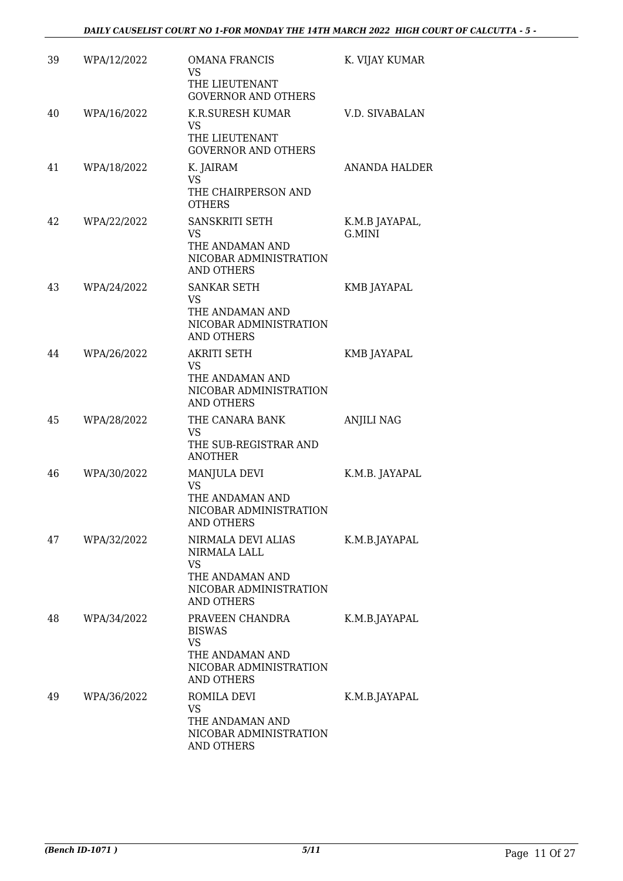| | | | |
|---|---|---|---|
| 39 | WPA/12/2022 | OMANA FRANCIS<br>VS<br>THE LIEUTENANT GOVERNOR AND OTHERS | K. VIJAY KUMAR |
| 40 | WPA/16/2022 | K.R.SURESH KUMAR<br>VS<br>THE LIEUTENANT GOVERNOR AND OTHERS | V.D. SIVABALAN |
| 41 | WPA/18/2022 | K. JAIRAM<br>VS<br>THE CHAIRPERSON AND OTHERS | ANANDA HALDER |
| 42 | WPA/22/2022 | SANSKRITI SETH<br>VS<br>THE ANDAMAN AND NICOBAR ADMINISTRATION AND OTHERS | K.M.B JAYAPAL, G.MINI |
| 43 | WPA/24/2022 | SANKAR SETH<br>VS<br>THE ANDAMAN AND NICOBAR ADMINISTRATION AND OTHERS | KMB JAYAPAL |
| 44 | WPA/26/2022 | AKRITI SETH<br>VS<br>THE ANDAMAN AND NICOBAR ADMINISTRATION AND OTHERS | KMB JAYAPAL |
| 45 | WPA/28/2022 | THE CANARA BANK<br>VS<br>THE SUB-REGISTRAR AND ANOTHER | ANJILI NAG |
| 46 | WPA/30/2022 | MANJULA DEVI<br>VS<br>THE ANDAMAN AND NICOBAR ADMINISTRATION AND OTHERS | K.M.B. JAYAPAL |
| 47 | WPA/32/2022 | NIRMALA DEVI ALIAS NIRMALA LALL<br>VS<br>THE ANDAMAN AND NICOBAR ADMINISTRATION AND OTHERS | K.M.B.JAYAPAL |
| 48 | WPA/34/2022 | PRAVEEN CHANDRA BISWAS<br>VS<br>THE ANDAMAN AND NICOBAR ADMINISTRATION AND OTHERS | K.M.B.JAYAPAL |
| 49 | WPA/36/2022 | ROMILA DEVI<br>VS<br>THE ANDAMAN AND NICOBAR ADMINISTRATION AND OTHERS | K.M.B.JAYAPAL |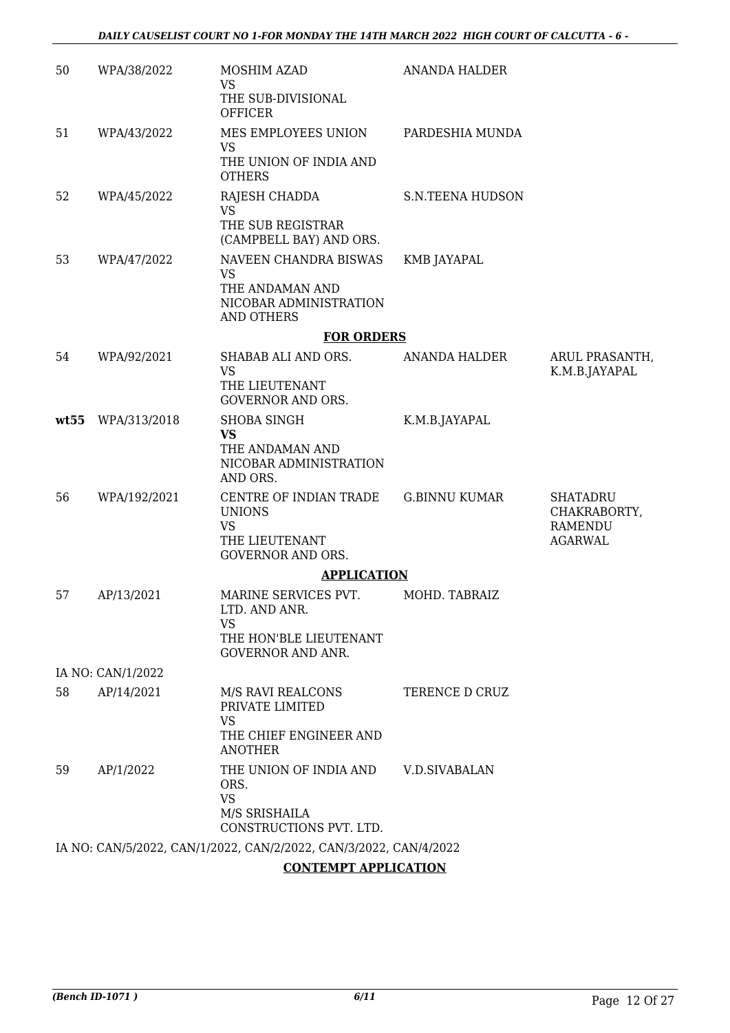| | | | | |
|---|---|---|---|---|
| 50 | WPA/38/2022 | MOSHIM AZAD<br>VS<br>THE SUB-DIVISIONAL OFFICER | ANANDA HALDER | |
| 51 | WPA/43/2022 | MES EMPLOYEES UNION<br>VS<br>THE UNION OF INDIA AND OTHERS | PARDESHIA MUNDA | |
| 52 | WPA/45/2022 | RAJESH CHADDA<br>VS<br>THE SUB REGISTRAR (CAMPBELL BAY) AND ORS. | S.N.TEENA HUDSON | |
| 53 | WPA/47/2022 | NAVEEN CHANDRA BISWAS<br>VS<br>THE ANDAMAN AND NICOBAR ADMINISTRATION AND OTHERS | KMB JAYAPAL | |

**FOR ORDERS**

| | | | | |
|---|---|---|---|---|
| 54 | WPA/92/2021 | SHABAB ALI AND ORS.<br>VS<br>THE LIEUTENANT GOVERNOR AND ORS. | ANANDA HALDER | ARUL PRASANTH, K.M.B.JAYAPAL |
| **wt55** | WPA/313/2018 | SHOBA SINGH<br>**VS**<br>THE ANDAMAN AND NICOBAR ADMINISTRATION AND ORS. | K.M.B.JAYAPAL | |
| 56 | WPA/192/2021 | CENTRE OF INDIAN TRADE UNIONS<br>VS<br>THE LIEUTENANT GOVERNOR AND ORS. | G.BINNU KUMAR | SHATADRU CHAKRABORTY, RAMENDU AGARWAL |

**APPLICATION**

| | | | | |
|---|---|---|---|---|
| 57 | AP/13/2021 | MARINE SERVICES PVT. LTD. AND ANR.<br>VS<br>THE HON'BLE LIEUTENANT GOVERNOR AND ANR. | MOHD. TABRAIZ | |

IA NO: CAN/1/2022

| | | | | |
|---|---|---|---|---|
| 58 | AP/14/2021 | M/S RAVI REALCONS PRIVATE LIMITED<br>VS<br>THE CHIEF ENGINEER AND ANOTHER | TERENCE D CRUZ | |
| 59 | AP/1/2022 | THE UNION OF INDIA AND ORS.<br>VS<br>M/S SRISHAILA CONSTRUCTIONS PVT. LTD. | V.D.SIVABALAN | |

IA NO: CAN/5/2022, CAN/1/2022, CAN/2/2022, CAN/3/2022, CAN/4/2022

**CONTEMPT APPLICATION**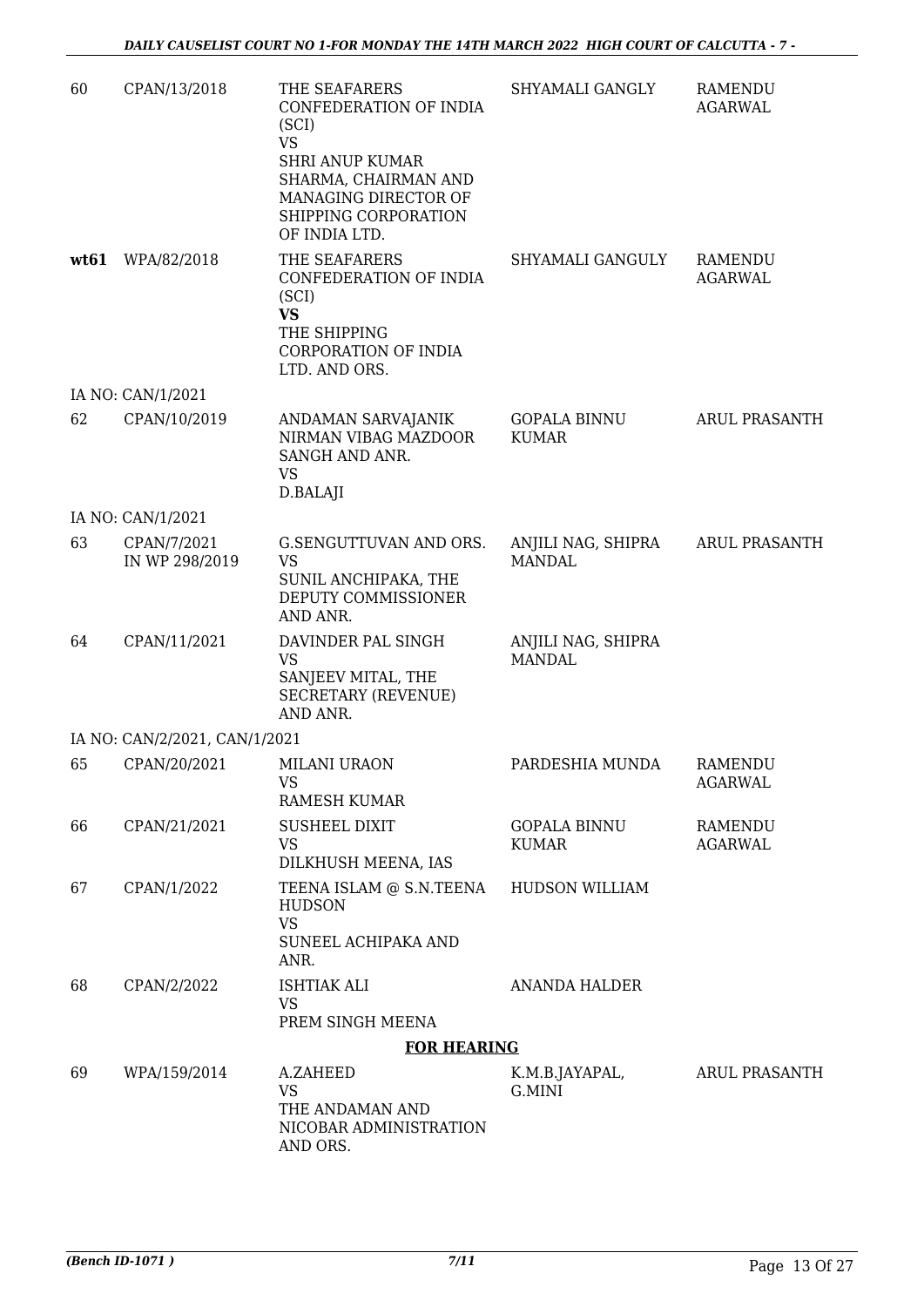| | | | | |
|---|---|---|---|---|
| 60 | CPAN/13/2018 | THE SEAFARERS CONFEDERATION OF INDIA (SCI)<br>VS<br>SHRI ANUP KUMAR SHARMA, CHAIRMAN AND MANAGING DIRECTOR OF SHIPPING CORPORATION OF INDIA LTD. | SHYAMALI GANGLY | RAMENDU AGARWAL |
| **wt61** | WPA/82/2018 | THE SEAFARERS CONFEDERATION OF INDIA (SCI)<br>**VS**<br>THE SHIPPING CORPORATION OF INDIA LTD. AND ORS. | SHYAMALI GANGULY | RAMENDU AGARWAL |
| | IA NO: CAN/1/2021 | | | |
| 62 | CPAN/10/2019 | ANDAMAN SARVAJANIK NIRMAN VIBAG MAZDOOR SANGH AND ANR.<br>VS<br>D.BALAJI | GOPALA BINNU KUMAR | ARUL PRASANTH |
| | IA NO: CAN/1/2021 | | | |
| 63 | CPAN/7/2021 IN WP 298/2019 | G.SENGUTTUVAN AND ORS.<br>VS<br>SUNIL ANCHIPAKA, THE DEPUTY COMMISSIONER AND ANR. | ANJILI NAG, SHIPRA MANDAL | ARUL PRASANTH |
| 64 | CPAN/11/2021 | DAVINDER PAL SINGH<br>VS<br>SANJEEV MITAL, THE SECRETARY (REVENUE) AND ANR. | ANJILI NAG, SHIPRA MANDAL | |
| | IA NO: CAN/2/2021, CAN/1/2021 | | | |
| 65 | CPAN/20/2021 | MILANI URAON<br>VS<br>RAMESH KUMAR | PARDESHIA MUNDA | RAMENDU AGARWAL |
| 66 | CPAN/21/2021 | SUSHEEL DIXIT<br>VS<br>DILKHUSH MEENA, IAS | GOPALA BINNU KUMAR | RAMENDU AGARWAL |
| 67 | CPAN/1/2022 | TEENA ISLAM @ S.N.TEENA HUDSON<br>VS<br>SUNEEL ACHIPAKA AND ANR. | HUDSON WILLIAM | |
| 68 | CPAN/2/2022 | ISHTIAK ALI<br>VS<br>PREM SINGH MEENA | ANANDA HALDER | |

**FOR HEARING**

| | | | | |
|---|---|---|---|---|
| 69 | WPA/159/2014 | A.ZAHEED<br>VS<br>THE ANDAMAN AND NICOBAR ADMINISTRATION AND ORS. | K.M.B.JAYAPAL, G.MINI | ARUL PRASANTH |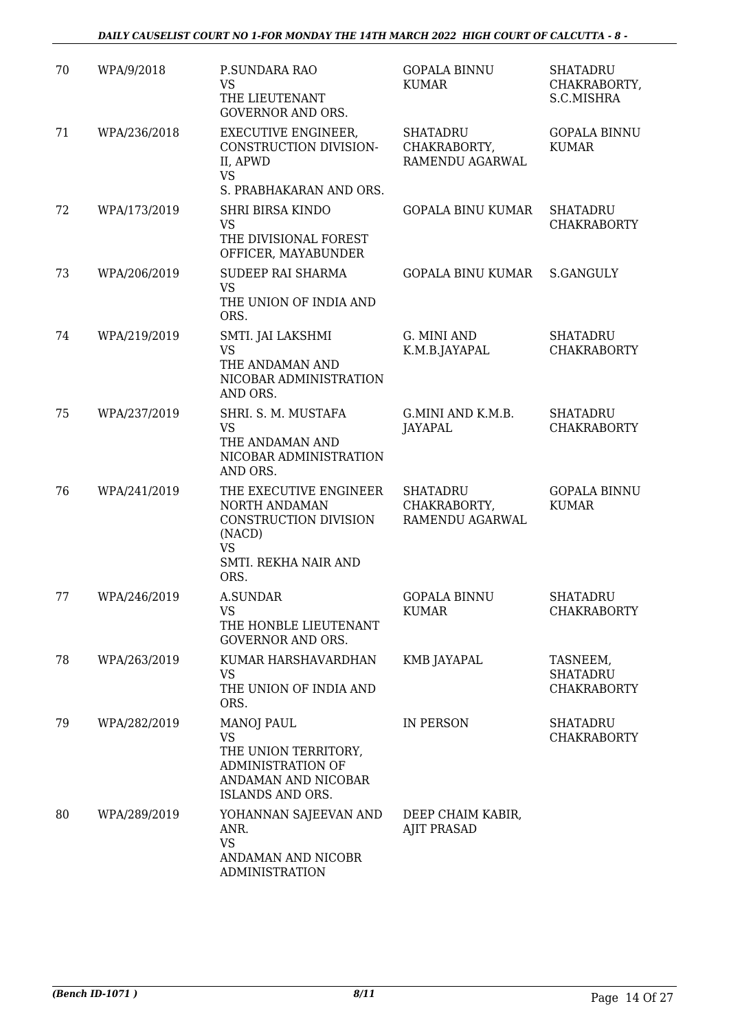| 70 | WPA/9/2018 | P.SUNDARA RAO<br>VS<br>THE LIEUTENANT GOVERNOR AND ORS. | GOPALA BINNU KUMAR | SHATADRU CHAKRABORTY, S.C.MISHRA |
|---|---|---|---|---|
| 71 | WPA/236/2018 | EXECUTIVE ENGINEER, CONSTRUCTION DIVISION-II, APWD<br>VS<br>S. PRABHAKARAN AND ORS. | SHATADRU CHAKRABORTY, RAMENDU AGARWAL | GOPALA BINNU KUMAR |
| 72 | WPA/173/2019 | SHRI BIRSA KINDO<br>VS<br>THE DIVISIONAL FOREST OFFICER, MAYABUNDER | GOPALA BINU KUMAR | SHATADRU CHAKRABORTY |
| 73 | WPA/206/2019 | SUDEEP RAI SHARMA<br>VS<br>THE UNION OF INDIA AND ORS. | GOPALA BINU KUMAR | S.GANGULY |
| 74 | WPA/219/2019 | SMTI. JAI LAKSHMI<br>VS<br>THE ANDAMAN AND NICOBAR ADMINISTRATION AND ORS. | G. MINI AND K.M.B.JAYAPAL | SHATADRU CHAKRABORTY |
| 75 | WPA/237/2019 | SHRI. S. M. MUSTAFA<br>VS<br>THE ANDAMAN AND NICOBAR ADMINISTRATION AND ORS. | G.MINI AND K.M.B. JAYAPAL | SHATADRU CHAKRABORTY |
| 76 | WPA/241/2019 | THE EXECUTIVE ENGINEER NORTH ANDAMAN CONSTRUCTION DIVISION (NACD)<br>VS<br>SMTI. REKHA NAIR AND ORS. | SHATADRU CHAKRABORTY, RAMENDU AGARWAL | GOPALA BINNU KUMAR |
| 77 | WPA/246/2019 | A.SUNDAR<br>VS<br>THE HONBLE LIEUTENANT GOVERNOR AND ORS. | GOPALA BINNU KUMAR | SHATADRU CHAKRABORTY |
| 78 | WPA/263/2019 | KUMAR HARSHAVARDHAN<br>VS<br>THE UNION OF INDIA AND ORS. | KMB JAYAPAL | TASNEEM, SHATADRU CHAKRABORTY |
| 79 | WPA/282/2019 | MANOJ PAUL<br>VS<br>THE UNION TERRITORY, ADMINISTRATION OF ANDAMAN AND NICOBAR ISLANDS AND ORS. | IN PERSON | SHATADRU CHAKRABORTY |
| 80 | WPA/289/2019 | YOHANNAN SAJEEVAN AND ANR.<br>VS<br>ANDAMAN AND NICOBR ADMINISTRATION | DEEP CHAIM KABIR, AJIT PRASAD | |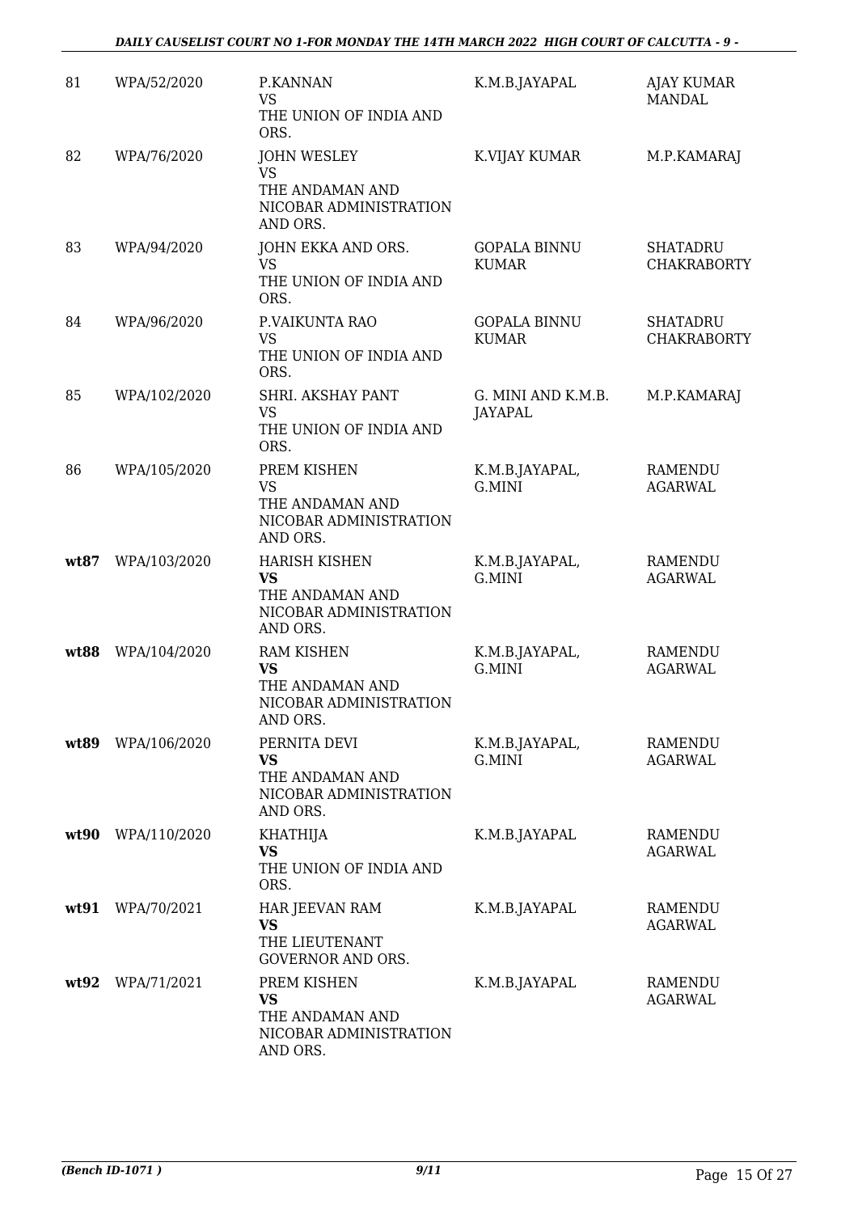| 81 | WPA/52/2020 | P.KANNAN<br>VS<br>THE UNION OF INDIA AND ORS. | K.M.B.JAYAPAL | AJAY KUMAR MANDAL |
|---|---|---|---|---|
| 82 | WPA/76/2020 | JOHN WESLEY<br>VS<br>THE ANDAMAN AND NICOBAR ADMINISTRATION AND ORS. | K.VIJAY KUMAR | M.P.KAMARAJ |
| 83 | WPA/94/2020 | JOHN EKKA AND ORS.<br>VS<br>THE UNION OF INDIA AND ORS. | GOPALA BINNU KUMAR | SHATADRU CHAKRABORTY |
| 84 | WPA/96/2020 | P.VAIKUNTA RAO<br>VS<br>THE UNION OF INDIA AND ORS. | GOPALA BINNU KUMAR | SHATADRU CHAKRABORTY |
| 85 | WPA/102/2020 | SHRI. AKSHAY PANT<br>VS<br>THE UNION OF INDIA AND ORS. | G. MINI AND K.M.B. JAYAPAL | M.P.KAMARAJ |
| 86 | WPA/105/2020 | PREM KISHEN<br>VS<br>THE ANDAMAN AND NICOBAR ADMINISTRATION AND ORS. | K.M.B.JAYAPAL, G.MINI | RAMENDU AGARWAL |
| **wt87** | WPA/103/2020 | HARISH KISHEN<br>**VS**<br>THE ANDAMAN AND NICOBAR ADMINISTRATION AND ORS. | K.M.B.JAYAPAL, G.MINI | RAMENDU AGARWAL |
| **wt88** | WPA/104/2020 | RAM KISHEN<br>**VS**<br>THE ANDAMAN AND NICOBAR ADMINISTRATION AND ORS. | K.M.B.JAYAPAL, G.MINI | RAMENDU AGARWAL |
| **wt89** | WPA/106/2020 | PERNITA DEVI<br>**VS**<br>THE ANDAMAN AND NICOBAR ADMINISTRATION AND ORS. | K.M.B.JAYAPAL, G.MINI | RAMENDU AGARWAL |
| **wt90** | WPA/110/2020 | KHATHIJA<br>**VS**<br>THE UNION OF INDIA AND ORS. | K.M.B.JAYAPAL | RAMENDU AGARWAL |
| **wt91** | WPA/70/2021 | HAR JEEVAN RAM<br>**VS**<br>THE LIEUTENANT GOVERNOR AND ORS. | K.M.B.JAYAPAL | RAMENDU AGARWAL |
| **wt92** | WPA/71/2021 | PREM KISHEN<br>**VS**<br>THE ANDAMAN AND NICOBAR ADMINISTRATION AND ORS. | K.M.B.JAYAPAL | RAMENDU AGARWAL |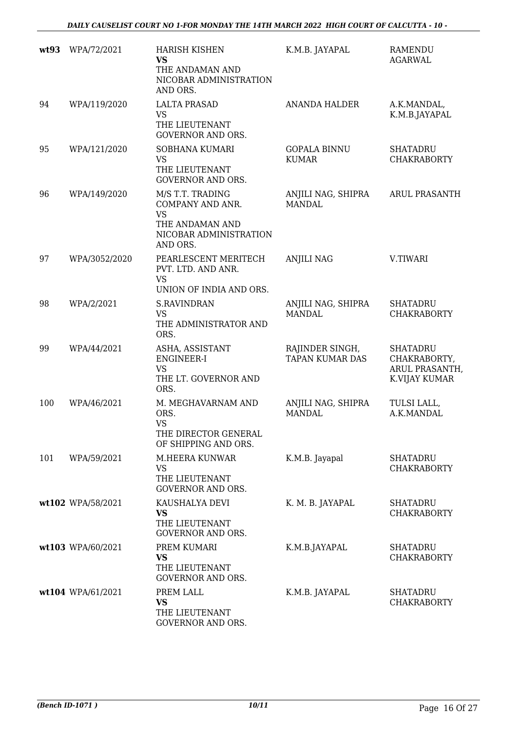| | | | | |
|---|---|---|---|---|
| **wt93** | WPA/72/2021 | HARISH KISHEN<br>**VS**<br>THE ANDAMAN AND NICOBAR ADMINISTRATION AND ORS. | K.M.B. JAYAPAL | RAMENDU AGARWAL |
| 94 | WPA/119/2020 | LALTA PRASAD<br>VS<br>THE LIEUTENANT GOVERNOR AND ORS. | ANANDA HALDER | A.K.MANDAL, K.M.B.JAYAPAL |
| 95 | WPA/121/2020 | SOBHANA KUMARI<br>VS<br>THE LIEUTENANT GOVERNOR AND ORS. | GOPALA BINNU KUMAR | SHATADRU CHAKRABORTY |
| 96 | WPA/149/2020 | M/S T.T. TRADING COMPANY AND ANR.<br>VS<br>THE ANDAMAN AND NICOBAR ADMINISTRATION AND ORS. | ANJILI NAG, SHIPRA MANDAL | ARUL PRASANTH |
| 97 | WPA/3052/2020 | PEARLESCENT MERITECH PVT. LTD. AND ANR.<br>VS<br>UNION OF INDIA AND ORS. | ANJILI NAG | V.TIWARI |
| 98 | WPA/2/2021 | S.RAVINDRAN<br>VS<br>THE ADMINISTRATOR AND ORS. | ANJILI NAG, SHIPRA MANDAL | SHATADRU CHAKRABORTY |
| 99 | WPA/44/2021 | ASHA, ASSISTANT ENGINEER-I<br>VS<br>THE LT. GOVERNOR AND ORS. | RAJINDER SINGH, TAPAN KUMAR DAS | SHATADRU CHAKRABORTY, ARUL PRASANTH, K.VIJAY KUMAR |
| 100 | WPA/46/2021 | M. MEGHAVARNAM AND ORS.<br>VS<br>THE DIRECTOR GENERAL OF SHIPPING AND ORS. | ANJILI NAG, SHIPRA MANDAL | TULSI LALL, A.K.MANDAL |
| 101 | WPA/59/2021 | M.HEERA KUNWAR<br>VS<br>THE LIEUTENANT GOVERNOR AND ORS. | K.M.B. Jayapal | SHATADRU CHAKRABORTY |
| **wt102** | WPA/58/2021 | KAUSHALYA DEVI<br>**VS**<br>THE LIEUTENANT GOVERNOR AND ORS. | K. M. B. JAYAPAL | SHATADRU CHAKRABORTY |
| **wt103** | WPA/60/2021 | PREM KUMARI<br>**VS**<br>THE LIEUTENANT GOVERNOR AND ORS. | K.M.B.JAYAPAL | SHATADRU CHAKRABORTY |
| **wt104** | WPA/61/2021 | PREM LALL<br>**VS**<br>THE LIEUTENANT GOVERNOR AND ORS. | K.M.B. JAYAPAL | SHATADRU CHAKRABORTY |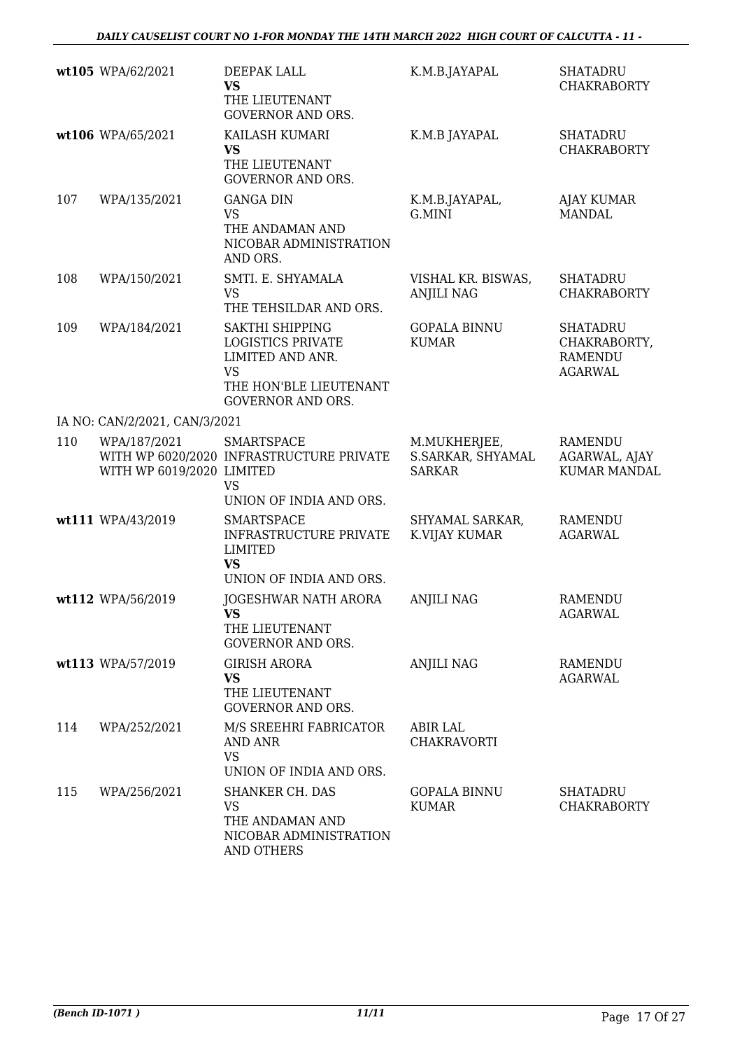| | | | | |
|---|---|---|---|---|
| **wt105** | WPA/62/2021 | DEEPAK LALL **VS** THE LIEUTENANT GOVERNOR AND ORS. | K.M.B.JAYAPAL | SHATADRU CHAKRABORTY |
| **wt106** | WPA/65/2021 | KAILASH KUMARI **VS** THE LIEUTENANT GOVERNOR AND ORS. | K.M.B JAYAPAL | SHATADRU CHAKRABORTY |
| 107 | WPA/135/2021 | GANGA DIN VS THE ANDAMAN AND NICOBAR ADMINISTRATION AND ORS. | K.M.B.JAYAPAL, G.MINI | AJAY KUMAR MANDAL |
| 108 | WPA/150/2021 | SMTI. E. SHYAMALA VS THE TEHSILDAR AND ORS. | VISHAL KR. BISWAS, ANJILI NAG | SHATADRU CHAKRABORTY |
| 109 | WPA/184/2021 | SAKTHI SHIPPING LOGISTICS PRIVATE LIMITED AND ANR. VS THE HON'BLE LIEUTENANT GOVERNOR AND ORS. | GOPALA BINNU KUMAR | SHATADRU CHAKRABORTY, RAMENDU AGARWAL |
| | IA NO: CAN/2/2021, CAN/3/2021 | | | |
| 110 | WPA/187/2021 WITH WP 6020/2020 WITH WP 6019/2020 | SMARTSPACE INFRASTRUCTURE PRIVATE LIMITED VS UNION OF INDIA AND ORS. | M.MUKHERJEE, S.SARKAR, SHYAMAL SARKAR | RAMENDU AGARWAL, AJAY KUMAR MANDAL |
| **wt111** | WPA/43/2019 | SMARTSPACE INFRASTRUCTURE PRIVATE LIMITED **VS** UNION OF INDIA AND ORS. | SHYAMAL SARKAR, K.VIJAY KUMAR | RAMENDU AGARWAL |
| **wt112** | WPA/56/2019 | JOGESHWAR NATH ARORA **VS** THE LIEUTENANT GOVERNOR AND ORS. | ANJILI NAG | RAMENDU AGARWAL |
| **wt113** | WPA/57/2019 | GIRISH ARORA **VS** THE LIEUTENANT GOVERNOR AND ORS. | ANJILI NAG | RAMENDU AGARWAL |
| 114 | WPA/252/2021 | M/S SREEHRI FABRICATOR AND ANR VS UNION OF INDIA AND ORS. | ABIR LAL CHAKRAVORTI | |
| 115 | WPA/256/2021 | SHANKER CH. DAS VS THE ANDAMAN AND NICOBAR ADMINISTRATION AND OTHERS | GOPALA BINNU KUMAR | SHATADRU CHAKRABORTY |

(Bench ID-1071) 11/11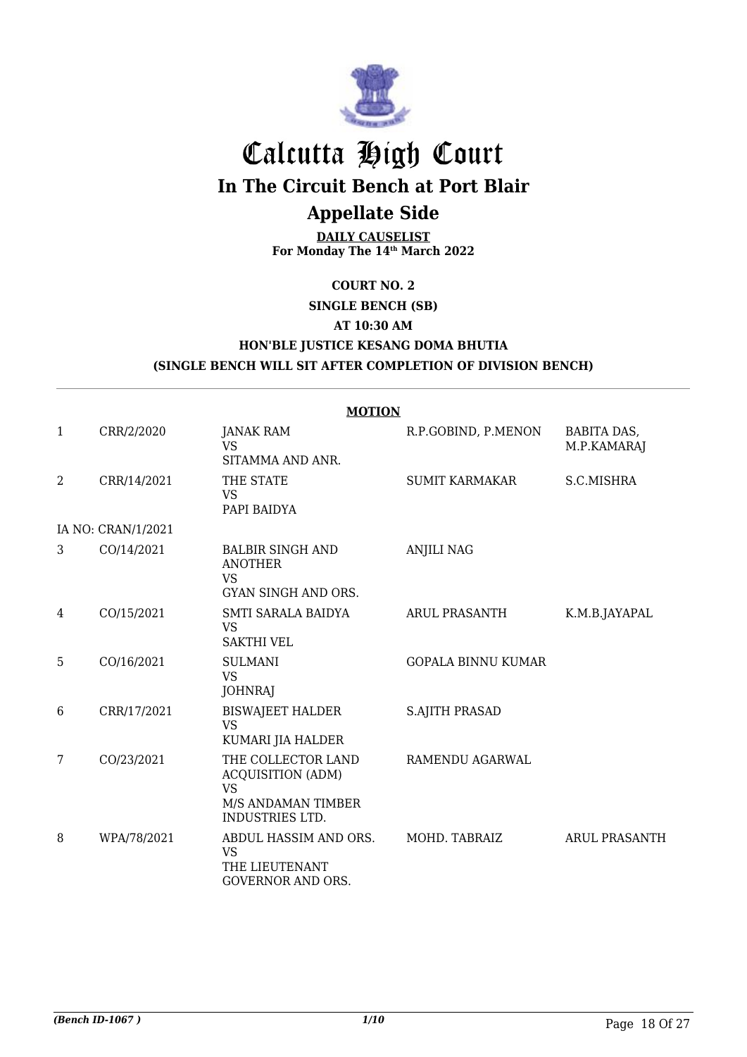# Calcutta High Court

## In The Circuit Bench at Port Blair

## Appellate Side

**DAILY CAUSELIST**
**For Monday The 14th March 2022**

**COURT NO. 2**

**SINGLE BENCH (SB)**

**AT 10:30 AM**

**HON'BLE JUSTICE KESANG DOMA BHUTIA**

**(SINGLE BENCH WILL SIT AFTER COMPLETION OF DIVISION BENCH)**

**MOTION**

| | | | | |
|---|---|---|---|---|
| 1 | CRR/2/2020 | JANAK RAM VS SITAMMA AND ANR. | R.P.GOBIND, P.MENON | BABITA DAS, M.P.KAMARAJ |
| 2 | CRR/14/2021 | THE STATE VS PAPI BAIDYA | SUMIT KARMAKAR | S.C.MISHRA |
| IA NO: CRAN/1/2021 | | | | |
| 3 | CO/14/2021 | BALBIR SINGH AND ANOTHER VS GYAN SINGH AND ORS. | ANJILI NAG | |
| 4 | CO/15/2021 | SMTI SARALA BAIDYA VS SAKTHI VEL | ARUL PRASANTH | K.M.B.JAYAPAL |
| 5 | CO/16/2021 | SULMANI VS JOHNRAJ | GOPALA BINNU KUMAR | |
| 6 | CRR/17/2021 | BISWAJEET HALDER VS KUMARI JIA HALDER | S.AJITH PRASAD | |
| 7 | CO/23/2021 | THE COLLECTOR LAND ACQUISITION (ADM) VS M/S ANDAMAN TIMBER INDUSTRIES LTD. | RAMENDU AGARWAL | |
| 8 | WPA/78/2021 | ABDUL HASSIM AND ORS. VS THE LIEUTENANT GOVERNOR AND ORS. | MOHD. TABRAIZ | ARUL PRASANTH |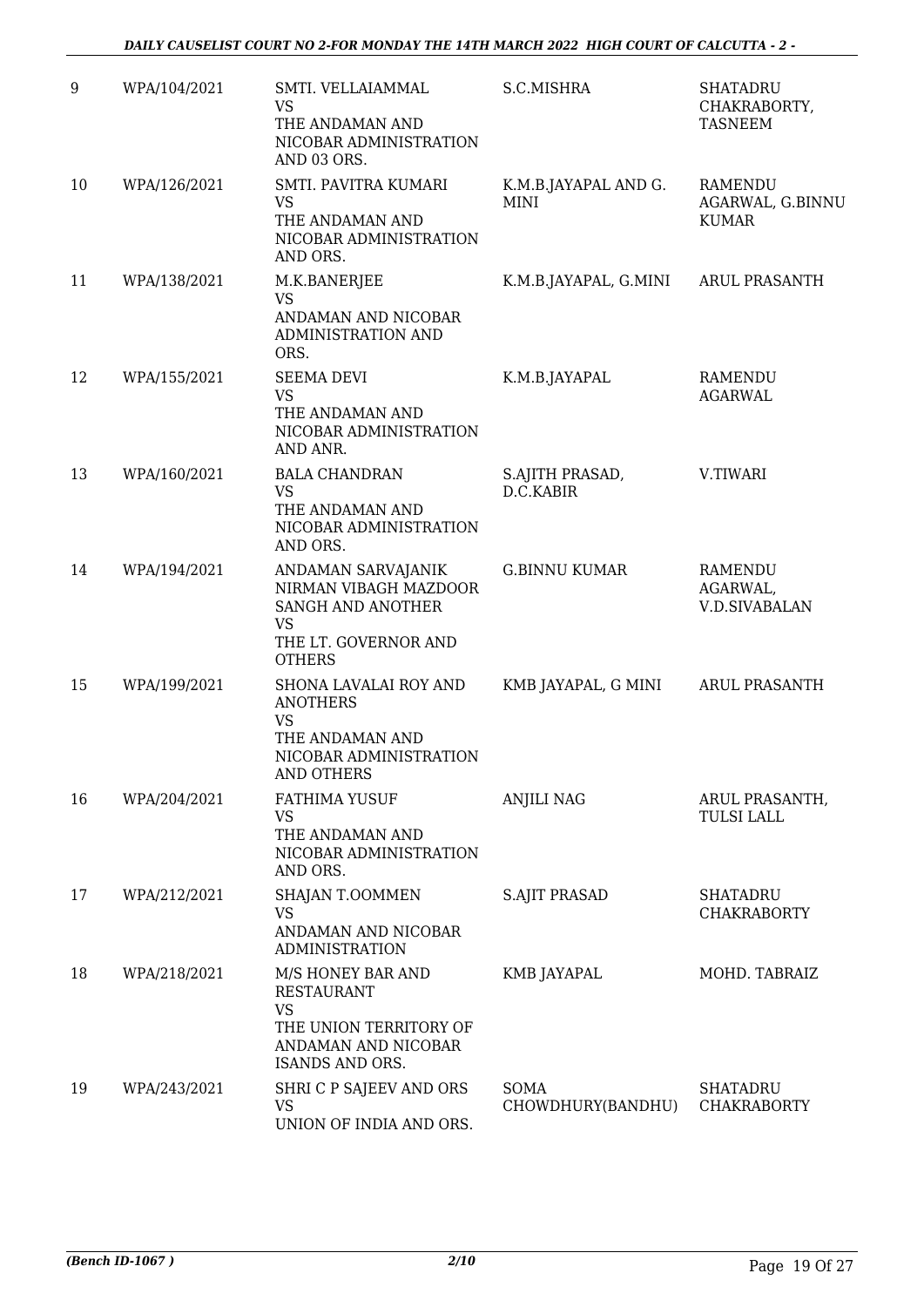| 9 | WPA/104/2021 | SMTI. VELLAIAMMAL<br>VS<br>THE ANDAMAN AND NICOBAR ADMINISTRATION AND 03 ORS. | S.C.MISHRA | SHATADRU CHAKRABORTY, TASNEEM |
|---|---|---|---|---|
| 10 | WPA/126/2021 | SMTI. PAVITRA KUMARI<br>VS<br>THE ANDAMAN AND NICOBAR ADMINISTRATION AND ORS. | K.M.B.JAYAPAL AND G. MINI | RAMENDU AGARWAL, G.BINNU KUMAR |
| 11 | WPA/138/2021 | M.K.BANERJEE<br>VS<br>ANDAMAN AND NICOBAR ADMINISTRATION AND ORS. | K.M.B.JAYAPAL, G.MINI | ARUL PRASANTH |
| 12 | WPA/155/2021 | SEEMA DEVI<br>VS<br>THE ANDAMAN AND NICOBAR ADMINISTRATION AND ANR. | K.M.B.JAYAPAL | RAMENDU AGARWAL |
| 13 | WPA/160/2021 | BALA CHANDRAN<br>VS<br>THE ANDAMAN AND NICOBAR ADMINISTRATION AND ORS. | S.AJITH PRASAD, D.C.KABIR | V.TIWARI |
| 14 | WPA/194/2021 | ANDAMAN SARVAJANIK NIRMAN VIBAGH MAZDOOR SANGH AND ANOTHER<br>VS<br>THE LT. GOVERNOR AND OTHERS | G.BINNU KUMAR | RAMENDU AGARWAL, V.D.SIVABALAN |
| 15 | WPA/199/2021 | SHONA LAVALAI ROY AND ANOTHERS<br>VS<br>THE ANDAMAN AND NICOBAR ADMINISTRATION AND OTHERS | KMB JAYAPAL, G MINI | ARUL PRASANTH |
| 16 | WPA/204/2021 | FATHIMA YUSUF<br>VS<br>THE ANDAMAN AND NICOBAR ADMINISTRATION AND ORS. | ANJILI NAG | ARUL PRASANTH, TULSI LALL |
| 17 | WPA/212/2021 | SHAJAN T.OOMMEN<br>VS<br>ANDAMAN AND NICOBAR ADMINISTRATION | S.AJIT PRASAD | SHATADRU CHAKRABORTY |
| 18 | WPA/218/2021 | M/S HONEY BAR AND RESTAURANT<br>VS<br>THE UNION TERRITORY OF ANDAMAN AND NICOBAR ISANDS AND ORS. | KMB JAYAPAL | MOHD. TABRAIZ |
| 19 | WPA/243/2021 | SHRI C P SAJEEV AND ORS<br>VS<br>UNION OF INDIA AND ORS. | SOMA CHOWDHURY(BANDHU) | SHATADRU CHAKRABORTY |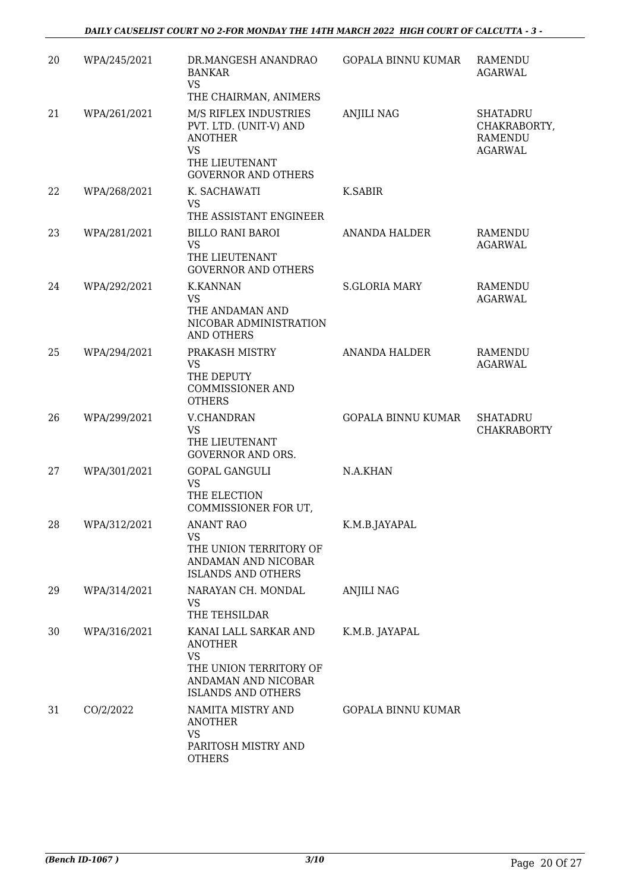| | | | | |
|---|---|---|---|---|
| 20 | WPA/245/2021 | DR.MANGESH ANANDRAO BANKAR<br>VS<br>THE CHAIRMAN, ANIMERS | GOPALA BINNU KUMAR | RAMENDU AGARWAL |
| 21 | WPA/261/2021 | M/S RIFLEX INDUSTRIES PVT. LTD. (UNIT-V) AND ANOTHER<br>VS<br>THE LIEUTENANT GOVERNOR AND OTHERS | ANJILI NAG | SHATADRU CHAKRABORTY, RAMENDU AGARWAL |
| 22 | WPA/268/2021 | K. SACHAWATI<br>VS<br>THE ASSISTANT ENGINEER | K.SABIR | |
| 23 | WPA/281/2021 | BILLO RANI BAROI<br>VS<br>THE LIEUTENANT GOVERNOR AND OTHERS | ANANDA HALDER | RAMENDU AGARWAL |
| 24 | WPA/292/2021 | K.KANNAN<br>VS<br>THE ANDAMAN AND NICOBAR ADMINISTRATION AND OTHERS | S.GLORIA MARY | RAMENDU AGARWAL |
| 25 | WPA/294/2021 | PRAKASH MISTRY<br>VS<br>THE DEPUTY COMMISSIONER AND OTHERS | ANANDA HALDER | RAMENDU AGARWAL |
| 26 | WPA/299/2021 | V.CHANDRAN<br>VS<br>THE LIEUTENANT GOVERNOR AND ORS. | GOPALA BINNU KUMAR | SHATADRU CHAKRABORTY |
| 27 | WPA/301/2021 | GOPAL GANGULI<br>VS<br>THE ELECTION COMMISSIONER FOR UT, | N.A.KHAN | |
| 28 | WPA/312/2021 | ANANT RAO<br>VS<br>THE UNION TERRITORY OF ANDAMAN AND NICOBAR ISLANDS AND OTHERS | K.M.B.JAYAPAL | |
| 29 | WPA/314/2021 | NARAYAN CH. MONDAL<br>VS<br>THE TEHSILDAR | ANJILI NAG | |
| 30 | WPA/316/2021 | KANAI LALL SARKAR AND ANOTHER<br>VS<br>THE UNION TERRITORY OF ANDAMAN AND NICOBAR ISLANDS AND OTHERS | K.M.B. JAYAPAL | |
| 31 | CO/2/2022 | NAMITA MISTRY AND ANOTHER<br>VS<br>PARITOSH MISTRY AND OTHERS | GOPALA BINNU KUMAR | |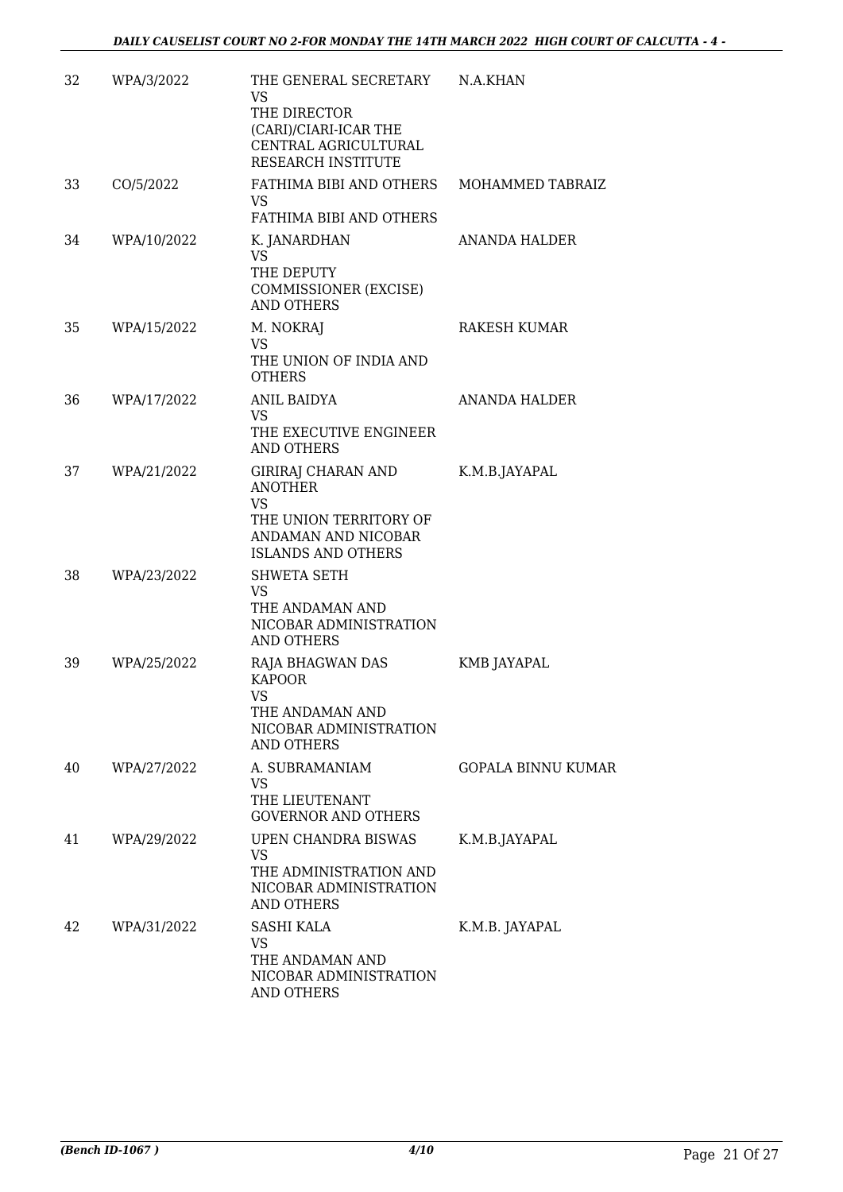| 32 | WPA/3/2022 | THE GENERAL SECRETARY VS THE DIRECTOR (CARI)/CIARI-ICAR THE CENTRAL AGRICULTURAL RESEARCH INSTITUTE | N.A.KHAN |
|---|---|---|---|
| 33 | CO/5/2022 | FATHIMA BIBI AND OTHERS VS FATHIMA BIBI AND OTHERS | MOHAMMED TABRAIZ |
| 34 | WPA/10/2022 | K. JANARDHAN VS THE DEPUTY COMMISSIONER (EXCISE) AND OTHERS | ANANDA HALDER |
| 35 | WPA/15/2022 | M. NOKRAJ VS THE UNION OF INDIA AND OTHERS | RAKESH KUMAR |
| 36 | WPA/17/2022 | ANIL BAIDYA VS THE EXECUTIVE ENGINEER AND OTHERS | ANANDA HALDER |
| 37 | WPA/21/2022 | GIRIRAJ CHARAN AND ANOTHER VS THE UNION TERRITORY OF ANDAMAN AND NICOBAR ISLANDS AND OTHERS | K.M.B.JAYAPAL |
| 38 | WPA/23/2022 | SHWETA SETH VS THE ANDAMAN AND NICOBAR ADMINISTRATION AND OTHERS | |
| 39 | WPA/25/2022 | RAJA BHAGWAN DAS KAPOOR VS THE ANDAMAN AND NICOBAR ADMINISTRATION AND OTHERS | KMB JAYAPAL |
| 40 | WPA/27/2022 | A. SUBRAMANIAM VS THE LIEUTENANT GOVERNOR AND OTHERS | GOPALA BINNU KUMAR |
| 41 | WPA/29/2022 | UPEN CHANDRA BISWAS VS THE ADMINISTRATION AND NICOBAR ADMINISTRATION AND OTHERS | K.M.B.JAYAPAL |
| 42 | WPA/31/2022 | SASHI KALA VS THE ANDAMAN AND NICOBAR ADMINISTRATION AND OTHERS | K.M.B. JAYAPAL |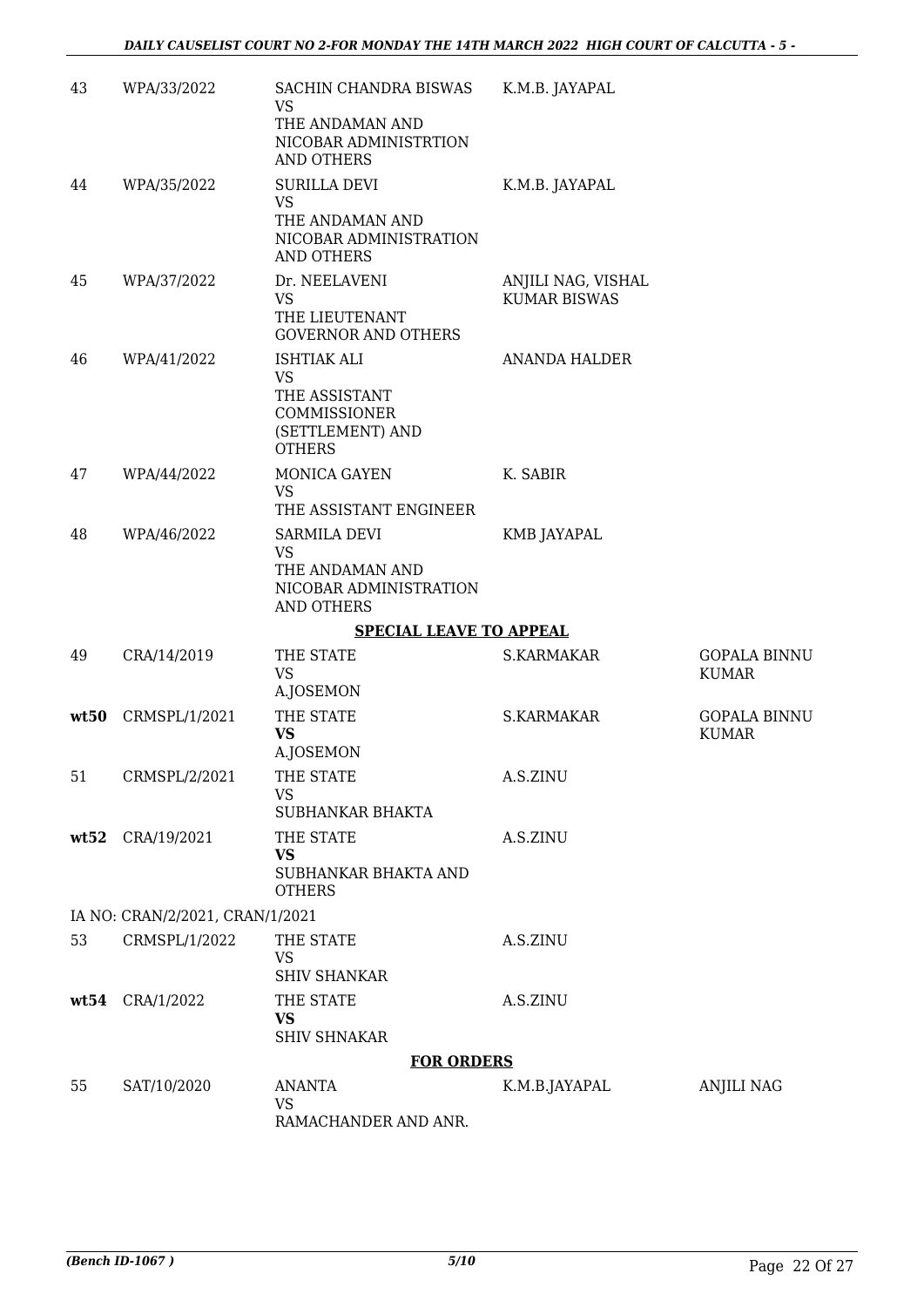| | | | | |
|---|---|---|---|---|
| 43 | WPA/33/2022 | SACHIN CHANDRA BISWAS<br>VS<br>THE ANDAMAN AND NICOBAR ADMINISTRTION AND OTHERS | K.M.B. JAYAPAL | |
| 44 | WPA/35/2022 | SURILLA DEVI<br>VS<br>THE ANDAMAN AND NICOBAR ADMINISTRATION AND OTHERS | K.M.B. JAYAPAL | |
| 45 | WPA/37/2022 | Dr. NEELAVENI<br>VS<br>THE LIEUTENANT GOVERNOR AND OTHERS | ANJILI NAG, VISHAL KUMAR BISWAS | |
| 46 | WPA/41/2022 | ISHTIAK ALI<br>VS<br>THE ASSISTANT COMMISSIONER (SETTLEMENT) AND OTHERS | ANANDA HALDER | |
| 47 | WPA/44/2022 | MONICA GAYEN<br>VS<br>THE ASSISTANT ENGINEER | K. SABIR | |
| 48 | WPA/46/2022 | SARMILA DEVI<br>VS<br>THE ANDAMAN AND NICOBAR ADMINISTRATION AND OTHERS | KMB JAYAPAL | |
| | | **SPECIAL LEAVE TO APPEAL** | | |
| 49 | CRA/14/2019 | THE STATE<br>VS<br>A.JOSEMON | S.KARMAKAR | GOPALA BINNU KUMAR |
| **wt50** | CRMSPL/1/2021 | THE STATE<br>**VS**<br>A.JOSEMON | S.KARMAKAR | GOPALA BINNU KUMAR |
| 51 | CRMSPL/2/2021 | THE STATE<br>VS<br>SUBHANKAR BHAKTA | A.S.ZINU | |
| **wt52** | CRA/19/2021 | THE STATE<br>**VS**<br>SUBHANKAR BHAKTA AND OTHERS | A.S.ZINU | |
| IA NO: CRAN/2/2021, CRAN/1/2021 | | | | |
| 53 | CRMSPL/1/2022 | THE STATE<br>VS<br>SHIV SHANKAR | A.S.ZINU | |
| **wt54** | CRA/1/2022 | THE STATE<br>**VS**<br>SHIV SHNAKAR | A.S.ZINU | |
| | | **FOR ORDERS** | | |
| 55 | SAT/10/2020 | ANANTA<br>VS<br>RAMACHANDER AND ANR. | K.M.B.JAYAPAL | ANJILI NAG |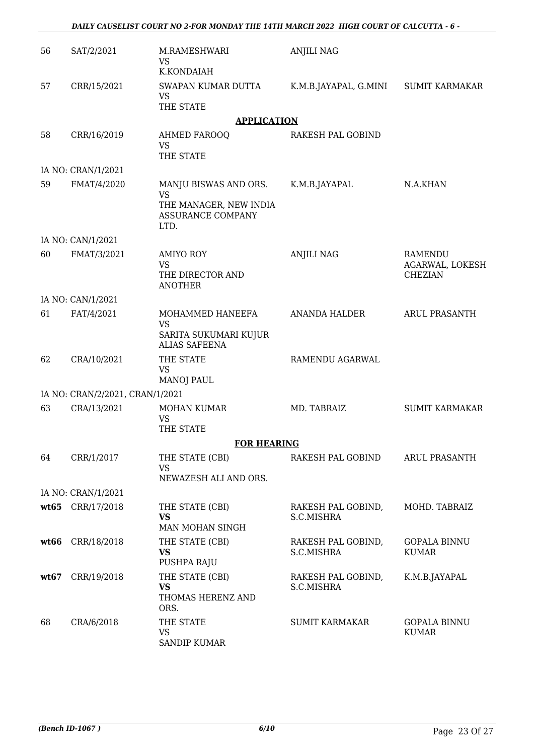| | | | | |
|---|---|---|---|---|
| 56 | SAT/2/2021 | M.RAMESHWARI<br>VS<br>K.KONDAIAH | ANJILI NAG | |
| 57 | CRR/15/2021 | SWAPAN KUMAR DUTTA<br>VS<br>THE STATE | K.M.B.JAYAPAL, G.MINI | SUMIT KARMAKAR |
| | | **APPLICATION** | | |
| 58 | CRR/16/2019 | AHMED FAROOQ<br>VS<br>THE STATE | RAKESH PAL GOBIND | |
| IA NO: CRAN/1/2021 | | | | |
| 59 | FMAT/4/2020 | MANJU BISWAS AND ORS.<br>VS<br>THE MANAGER, NEW INDIA ASSURANCE COMPANY LTD. | K.M.B.JAYAPAL | N.A.KHAN |
| IA NO: CAN/1/2021 | | | | |
| 60 | FMAT/3/2021 | AMIYO ROY<br>VS<br>THE DIRECTOR AND ANOTHER | ANJILI NAG | RAMENDU AGARWAL, LOKESH CHEZIAN |
| IA NO: CAN/1/2021 | | | | |
| 61 | FAT/4/2021 | MOHAMMED HANEEFA<br>VS<br>SARITA SUKUMARI KUJUR ALIAS SAFEENA | ANANDA HALDER | ARUL PRASANTH |
| 62 | CRA/10/2021 | THE STATE<br>VS<br>MANOJ PAUL | RAMENDU AGARWAL | |
| IA NO: CRAN/2/2021, CRAN/1/2021 | | | | |
| 63 | CRA/13/2021 | MOHAN KUMAR<br>VS<br>THE STATE | MD. TABRAIZ | SUMIT KARMAKAR |
| | | **FOR HEARING** | | |
| 64 | CRR/1/2017 | THE STATE (CBI)<br>VS<br>NEWAZESH ALI AND ORS. | RAKESH PAL GOBIND | ARUL PRASANTH |
| IA NO: CRAN/1/2021 | | | | |
| **wt65** | CRR/17/2018 | THE STATE (CBI)<br>**VS**<br>MAN MOHAN SINGH | RAKESH PAL GOBIND, S.C.MISHRA | MOHD. TABRAIZ |
| **wt66** | CRR/18/2018 | THE STATE (CBI)<br>**VS**<br>PUSHPA RAJU | RAKESH PAL GOBIND, S.C.MISHRA | GOPALA BINNU KUMAR |
| **wt67** | CRR/19/2018 | THE STATE (CBI)<br>**VS**<br>THOMAS HERENZ AND ORS. | RAKESH PAL GOBIND, S.C.MISHRA | K.M.B.JAYAPAL |
| 68 | CRA/6/2018 | THE STATE<br>VS<br>SANDIP KUMAR | SUMIT KARMAKAR | GOPALA BINNU KUMAR |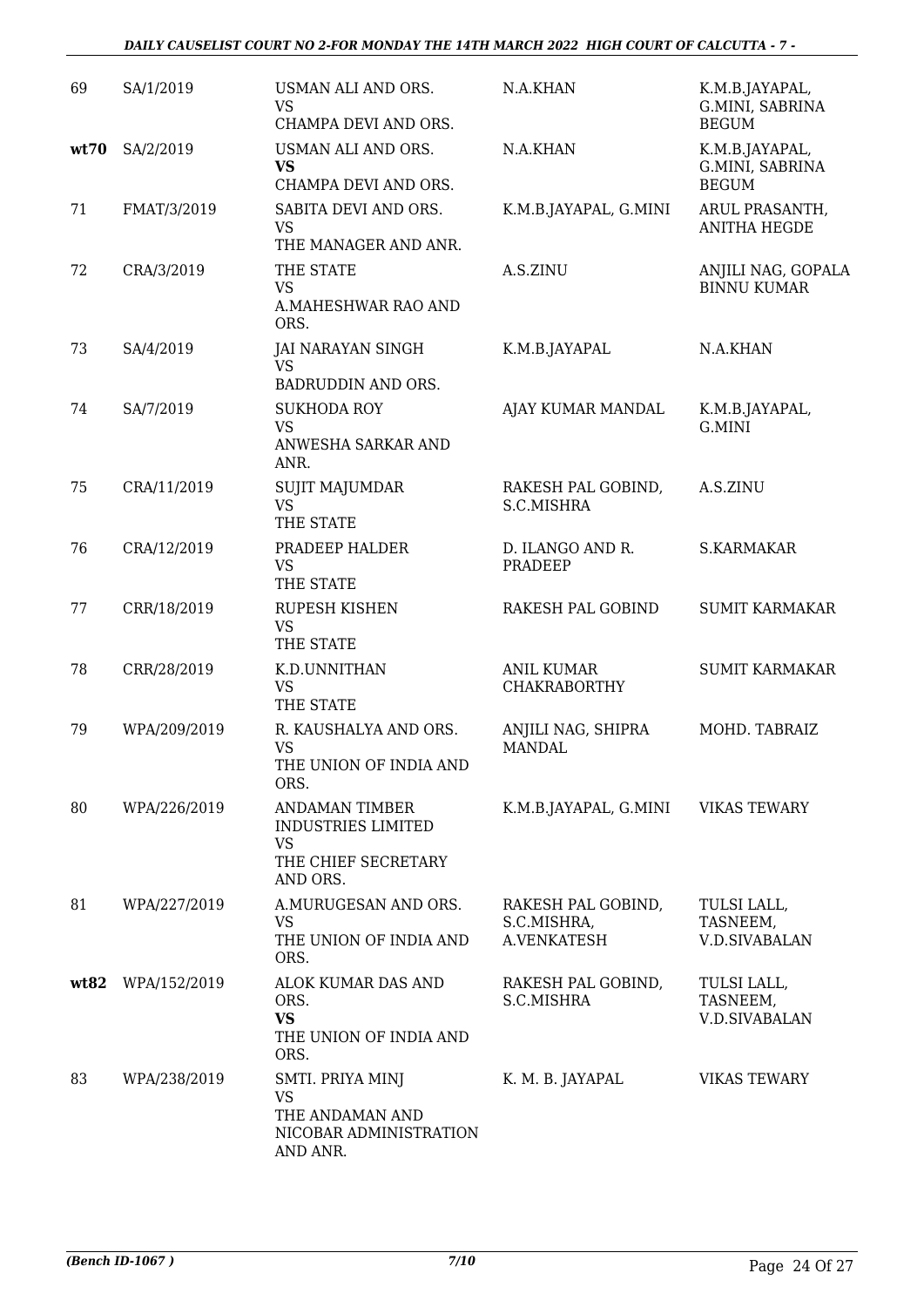| 69 | SA/1/2019 | USMAN ALI AND ORS.<br>VS<br>CHAMPA DEVI AND ORS. | N.A.KHAN | K.M.B.JAYAPAL, G.MINI, SABRINA BEGUM |
|---|---|---|---|---|
| **wt70** | SA/2/2019 | USMAN ALI AND ORS.<br>**VS**<br>CHAMPA DEVI AND ORS. | N.A.KHAN | K.M.B.JAYAPAL, G.MINI, SABRINA BEGUM |
| 71 | FMAT/3/2019 | SABITA DEVI AND ORS.<br>VS<br>THE MANAGER AND ANR. | K.M.B.JAYAPAL, G.MINI | ARUL PRASANTH, ANITHA HEGDE |
| 72 | CRA/3/2019 | THE STATE<br>VS<br>A.MAHESHWAR RAO AND ORS. | A.S.ZINU | ANJILI NAG, GOPALA BINNU KUMAR |
| 73 | SA/4/2019 | JAI NARAYAN SINGH<br>VS<br>BADRUDDIN AND ORS. | K.M.B.JAYAPAL | N.A.KHAN |
| 74 | SA/7/2019 | SUKHODA ROY<br>VS<br>ANWESHA SARKAR AND ANR. | AJAY KUMAR MANDAL | K.M.B.JAYAPAL, G.MINI |
| 75 | CRA/11/2019 | SUJIT MAJUMDAR<br>VS<br>THE STATE | RAKESH PAL GOBIND, S.C.MISHRA | A.S.ZINU |
| 76 | CRA/12/2019 | PRADEEP HALDER<br>VS<br>THE STATE | D. ILANGO AND R. PRADEEP | S.KARMAKAR |
| 77 | CRR/18/2019 | RUPESH KISHEN<br>VS<br>THE STATE | RAKESH PAL GOBIND | SUMIT KARMAKAR |
| 78 | CRR/28/2019 | K.D.UNNITHAN<br>VS<br>THE STATE | ANIL KUMAR CHAKRABORTHY | SUMIT KARMAKAR |
| 79 | WPA/209/2019 | R. KAUSHALYA AND ORS.<br>VS<br>THE UNION OF INDIA AND ORS. | ANJILI NAG, SHIPRA MANDAL | MOHD. TABRAIZ |
| 80 | WPA/226/2019 | ANDAMAN TIMBER INDUSTRIES LIMITED<br>VS<br>THE CHIEF SECRETARY AND ORS. | K.M.B.JAYAPAL, G.MINI | VIKAS TEWARY |
| 81 | WPA/227/2019 | A.MURUGESAN AND ORS.<br>VS<br>THE UNION OF INDIA AND ORS. | RAKESH PAL GOBIND, S.C.MISHRA, A.VENKATESH | TULSI LALL, TASNEEM, V.D.SIVABALAN |
| **wt82** | WPA/152/2019 | ALOK KUMAR DAS AND ORS.<br>**VS**<br>THE UNION OF INDIA AND ORS. | RAKESH PAL GOBIND, S.C.MISHRA | TULSI LALL, TASNEEM, V.D.SIVABALAN |
| 83 | WPA/238/2019 | SMTI. PRIYA MINJ<br>VS<br>THE ANDAMAN AND NICOBAR ADMINISTRATION AND ANR. | K. M. B. JAYAPAL | VIKAS TEWARY |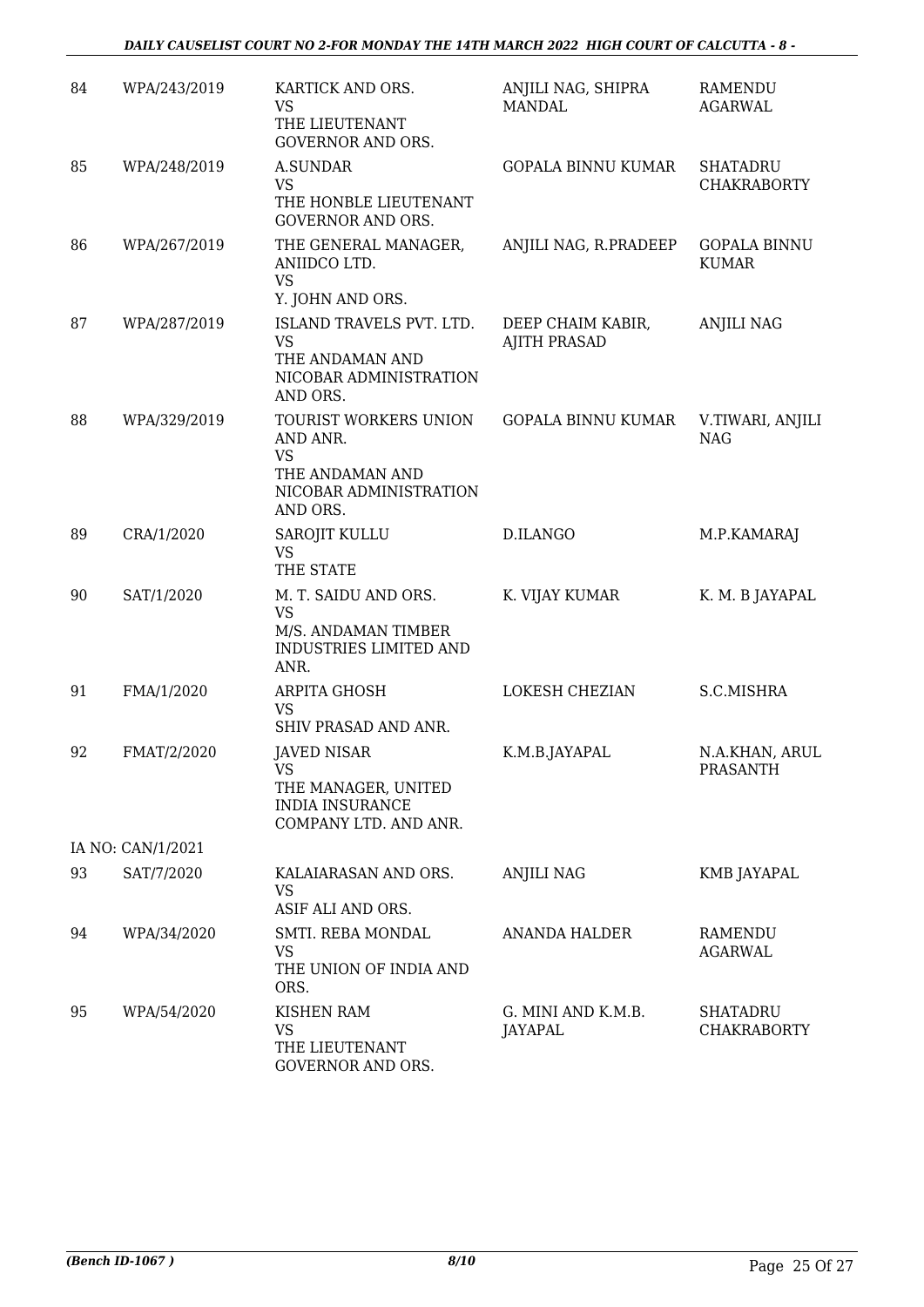| | | | | |
|---|---|---|---|---|
| 84 | WPA/243/2019 | KARTICK AND ORS.<br>VS<br>THE LIEUTENANT GOVERNOR AND ORS. | ANJILI NAG, SHIPRA MANDAL | RAMENDU AGARWAL |
| 85 | WPA/248/2019 | A.SUNDAR<br>VS<br>THE HONBLE LIEUTENANT GOVERNOR AND ORS. | GOPALA BINNU KUMAR | SHATADRU CHAKRABORTY |
| 86 | WPA/267/2019 | THE GENERAL MANAGER, ANIIDCO LTD.<br>VS<br>Y. JOHN AND ORS. | ANJILI NAG, R.PRADEEP | GOPALA BINNU KUMAR |
| 87 | WPA/287/2019 | ISLAND TRAVELS PVT. LTD.<br>VS<br>THE ANDAMAN AND NICOBAR ADMINISTRATION AND ORS. | DEEP CHAIM KABIR, AJITH PRASAD | ANJILI NAG |
| 88 | WPA/329/2019 | TOURIST WORKERS UNION AND ANR.<br>VS<br>THE ANDAMAN AND NICOBAR ADMINISTRATION AND ORS. | GOPALA BINNU KUMAR | V.TIWARI, ANJILI NAG |
| 89 | CRA/1/2020 | SAROJIT KULLU<br>VS<br>THE STATE | D.ILANGO | M.P.KAMARAJ |
| 90 | SAT/1/2020 | M. T. SAIDU AND ORS.<br>VS<br>M/S. ANDAMAN TIMBER INDUSTRIES LIMITED AND ANR. | K. VIJAY KUMAR | K. M. B JAYAPAL |
| 91 | FMA/1/2020 | ARPITA GHOSH<br>VS<br>SHIV PRASAD AND ANR. | LOKESH CHEZIAN | S.C.MISHRA |
| 92 | FMAT/2/2020 | JAVED NISAR<br>VS<br>THE MANAGER, UNITED INDIA INSURANCE COMPANY LTD. AND ANR. | K.M.B.JAYAPAL | N.A.KHAN, ARUL PRASANTH |
| | IA NO: CAN/1/2021 | | | |
| 93 | SAT/7/2020 | KALAIARASAN AND ORS.<br>VS<br>ASIF ALI AND ORS. | ANJILI NAG | KMB JAYAPAL |
| 94 | WPA/34/2020 | SMTI. REBA MONDAL<br>VS<br>THE UNION OF INDIA AND ORS. | ANANDA HALDER | RAMENDU AGARWAL |
| 95 | WPA/54/2020 | KISHEN RAM<br>VS<br>THE LIEUTENANT GOVERNOR AND ORS. | G. MINI AND K.M.B. JAYAPAL | SHATADRU CHAKRABORTY |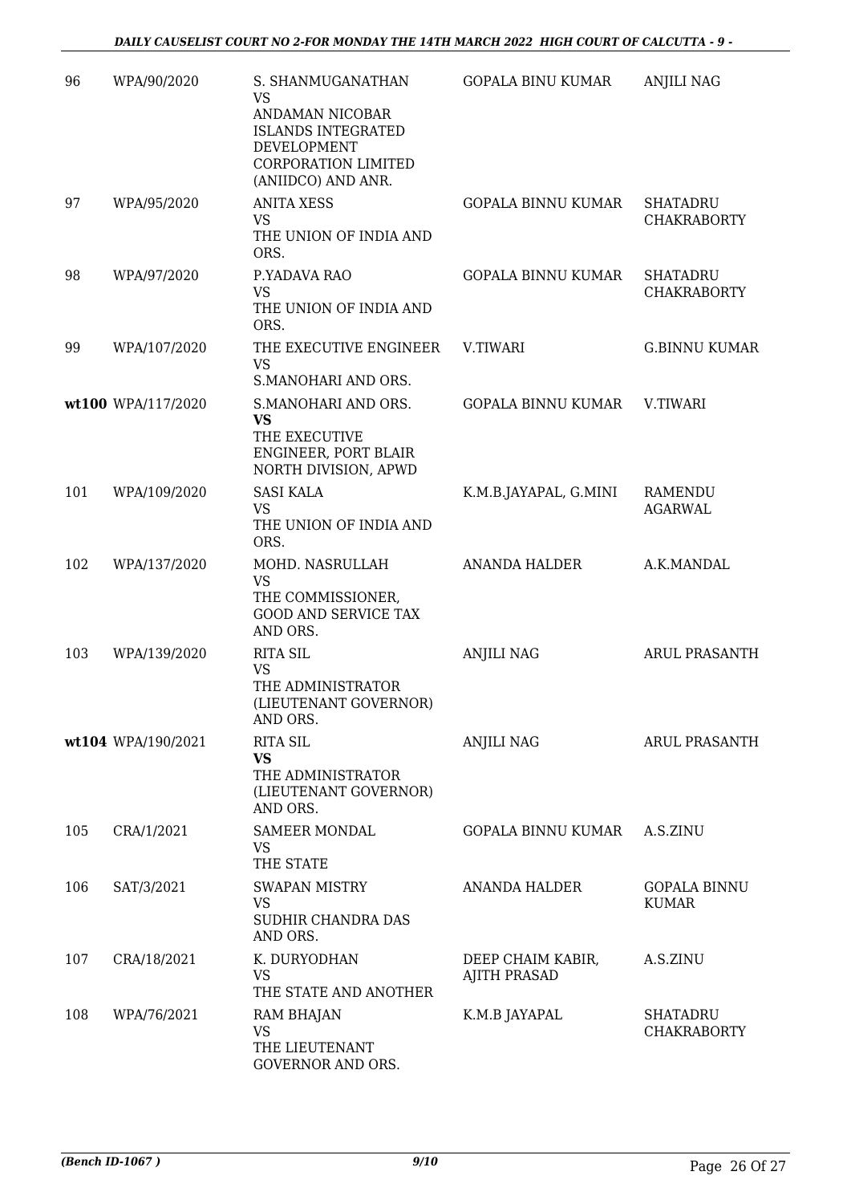| 96 | WPA/90/2020 | S. SHANMUGANATHAN<br>VS<br>ANDAMAN NICOBAR ISLANDS INTEGRATED DEVELOPMENT CORPORATION LIMITED (ANIIDCO) AND ANR. | GOPALA BINU KUMAR | ANJILI NAG |
|---|---|---|---|---|
| 97 | WPA/95/2020 | ANITA XESS<br>VS<br>THE UNION OF INDIA AND ORS. | GOPALA BINNU KUMAR | SHATADRU CHAKRABORTY |
| 98 | WPA/97/2020 | P.YADAVA RAO<br>VS<br>THE UNION OF INDIA AND ORS. | GOPALA BINNU KUMAR | SHATADRU CHAKRABORTY |
| 99 | WPA/107/2020 | THE EXECUTIVE ENGINEER<br>VS<br>S.MANOHARI AND ORS. | V.TIWARI | G.BINNU KUMAR |
| **wt100** | WPA/117/2020 | S.MANOHARI AND ORS.<br>**VS**<br>THE EXECUTIVE ENGINEER, PORT BLAIR NORTH DIVISION, APWD | GOPALA BINNU KUMAR | V.TIWARI |
| 101 | WPA/109/2020 | SASI KALA<br>VS<br>THE UNION OF INDIA AND ORS. | K.M.B.JAYAPAL, G.MINI | RAMENDU AGARWAL |
| 102 | WPA/137/2020 | MOHD. NASRULLAH<br>VS<br>THE COMMISSIONER, GOOD AND SERVICE TAX AND ORS. | ANANDA HALDER | A.K.MANDAL |
| 103 | WPA/139/2020 | RITA SIL<br>VS<br>THE ADMINISTRATOR (LIEUTENANT GOVERNOR) AND ORS. | ANJILI NAG | ARUL PRASANTH |
| **wt104** | WPA/190/2021 | RITA SIL<br>**VS**<br>THE ADMINISTRATOR (LIEUTENANT GOVERNOR) AND ORS. | ANJILI NAG | ARUL PRASANTH |
| 105 | CRA/1/2021 | SAMEER MONDAL<br>VS<br>THE STATE | GOPALA BINNU KUMAR | A.S.ZINU |
| 106 | SAT/3/2021 | SWAPAN MISTRY<br>VS<br>SUDHIR CHANDRA DAS AND ORS. | ANANDA HALDER | GOPALA BINNU KUMAR |
| 107 | CRA/18/2021 | K. DURYODHAN<br>VS<br>THE STATE AND ANOTHER | DEEP CHAIM KABIR, AJITH PRASAD | A.S.ZINU |
| 108 | WPA/76/2021 | RAM BHAJAN<br>VS<br>THE LIEUTENANT GOVERNOR AND ORS. | K.M.B JAYAPAL | SHATADRU CHAKRABORTY |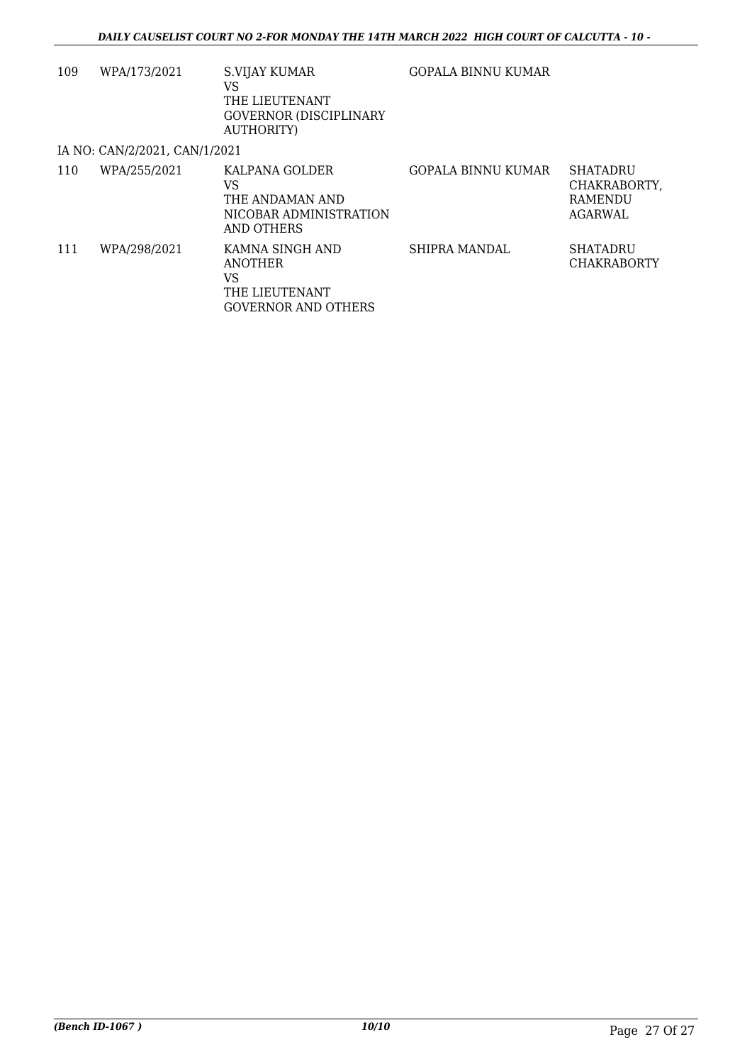| | | | | |
|---|---|---|---|---|
| 109 | WPA/173/2021 | S.VIJAY KUMAR<br>VS<br>THE LIEUTENANT GOVERNOR (DISCIPLINARY AUTHORITY) | GOPALA BINNU KUMAR | |
| IA NO: CAN/2/2021, CAN/1/2021 | | | | |
| 110 | WPA/255/2021 | KALPANA GOLDER<br>VS<br>THE ANDAMAN AND NICOBAR ADMINISTRATION AND OTHERS | GOPALA BINNU KUMAR | SHATADRU CHAKRABORTY, RAMENDU AGARWAL |
| 111 | WPA/298/2021 | KAMNA SINGH AND ANOTHER<br>VS<br>THE LIEUTENANT GOVERNOR AND OTHERS | SHIPRA MANDAL | SHATADRU CHAKRABORTY |